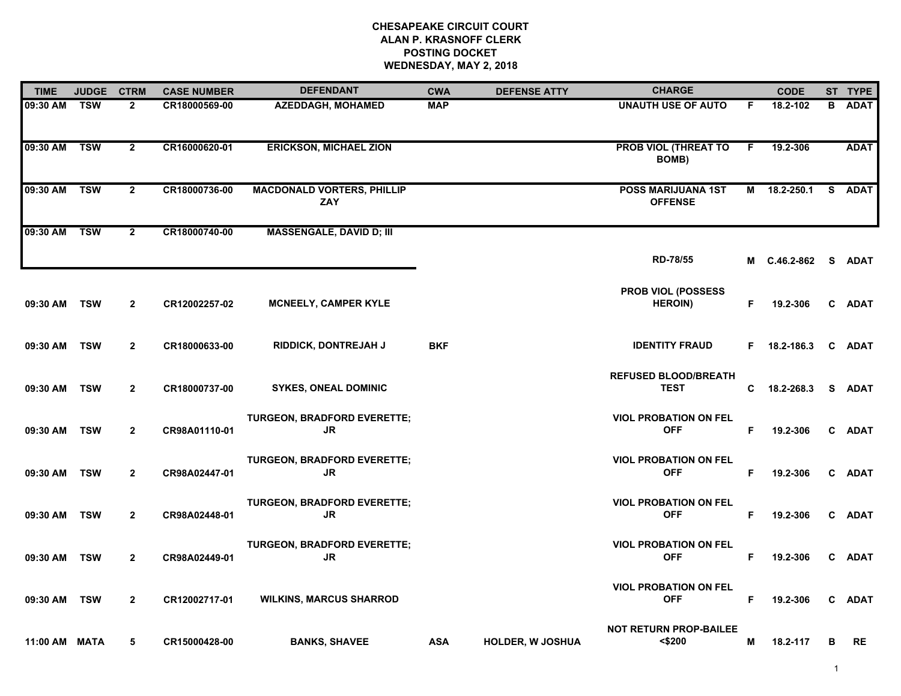**CHESAPEAKE CIRCUIT COURT**
**ALAN P. KRASNOFF CLERK**
**POSTING DOCKET**
**WEDNESDAY, MAY 2, 2018**

| TIME | JUDGE | CTRM | CASE NUMBER | DEFENDANT | CWA | DEFENSE ATTY | CHARGE | | CODE | ST | TYPE |
|---|---|---|---|---|---|---|---|---|---|---|---|
| 09:30 AM | TSW | 2 | CR18000569-00 | AZEDDAGH, MOHAMED | MAP | | UNAUTH USE OF AUTO | F | 18.2-102 | B | ADAT |
| 09:30 AM | TSW | 2 | CR16000620-01 | ERICKSON, MICHAEL ZION | | | PROB VIOL (THREAT TO BOMB) | F | 19.2-306 | | ADAT |
| 09:30 AM | TSW | 2 | CR18000736-00 | MACDONALD VORTERS, PHILLIP ZAY | | | POSS MARIJUANA 1ST OFFENSE | M | 18.2-250.1 | S | ADAT |
| 09:30 AM | TSW | 2 | CR18000740-00 | MASSENGALE, DAVID D; III | | | RD-78/55 | M | C.46.2-862 | S | ADAT |
| 09:30 AM | TSW | 2 | CR12002257-02 | MCNEELY, CAMPER KYLE | | | PROB VIOL (POSSESS HEROIN) | F | 19.2-306 | C | ADAT |
| 09:30 AM | TSW | 2 | CR18000633-00 | RIDDICK, DONTREJAH J | BKF | | IDENTITY FRAUD | F | 18.2-186.3 | C | ADAT |
| 09:30 AM | TSW | 2 | CR18000737-00 | SYKES, ONEAL DOMINIC | | | REFUSED BLOOD/BREATH TEST | C | 18.2-268.3 | S | ADAT |
| 09:30 AM | TSW | 2 | CR98A01110-01 | TURGEON, BRADFORD EVERETTE; JR | | | VIOL PROBATION ON FEL OFF | F | 19.2-306 | C | ADAT |
| 09:30 AM | TSW | 2 | CR98A02447-01 | TURGEON, BRADFORD EVERETTE; JR | | | VIOL PROBATION ON FEL OFF | F | 19.2-306 | C | ADAT |
| 09:30 AM | TSW | 2 | CR98A02448-01 | TURGEON, BRADFORD EVERETTE; JR | | | VIOL PROBATION ON FEL OFF | F | 19.2-306 | C | ADAT |
| 09:30 AM | TSW | 2 | CR98A02449-01 | TURGEON, BRADFORD EVERETTE; JR | | | VIOL PROBATION ON FEL OFF | F | 19.2-306 | C | ADAT |
| 09:30 AM | TSW | 2 | CR12002717-01 | WILKINS, MARCUS SHARROD | | | VIOL PROBATION ON FEL OFF | F | 19.2-306 | C | ADAT |
| 11:00 AM | MATA | 5 | CR15000428-00 | BANKS, SHAVEE | ASA | HOLDER, W JOSHUA | NOT RETURN PROP-BAILEE <$200 | M | 18.2-117 | B | RE |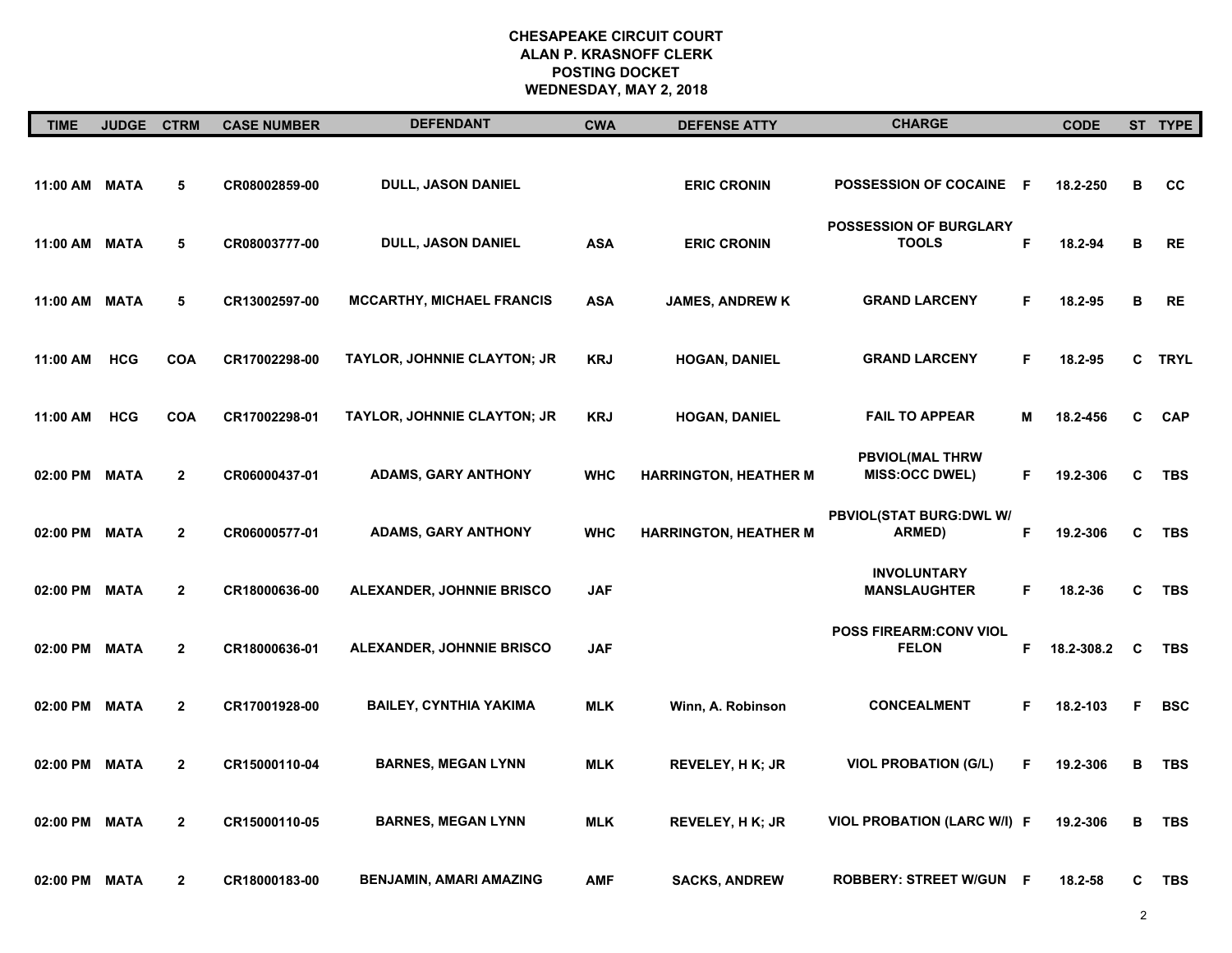**CHESAPEAKE CIRCUIT COURT**
**ALAN P. KRASNOFF CLERK**
**POSTING DOCKET**
**WEDNESDAY, MAY 2, 2018**

| TIME | JUDGE | CTRM | CASE NUMBER | DEFENDANT | CWA | DEFENSE ATTY | CHARGE | | CODE | ST | TYPE |
|---|---|---|---|---|---|---|---|---|---|---|---|
| 11:00 AM | MATA | 5 | CR08002859-00 | DULL, JASON DANIEL | | ERIC CRONIN | POSSESSION OF COCAINE | F | 18.2-250 | B | CC |
| 11:00 AM | MATA | 5 | CR08003777-00 | DULL, JASON DANIEL | ASA | ERIC CRONIN | POSSESSION OF BURGLARY TOOLS | F | 18.2-94 | B | RE |
| 11:00 AM | MATA | 5 | CR13002597-00 | MCCARTHY, MICHAEL FRANCIS | ASA | JAMES, ANDREW K | GRAND LARCENY | F | 18.2-95 | B | RE |
| 11:00 AM | HCG | COA | CR17002298-00 | TAYLOR, JOHNNIE CLAYTON; JR | KRJ | HOGAN, DANIEL | GRAND LARCENY | F | 18.2-95 | C | TRYL |
| 11:00 AM | HCG | COA | CR17002298-01 | TAYLOR, JOHNNIE CLAYTON; JR | KRJ | HOGAN, DANIEL | FAIL TO APPEAR | M | 18.2-456 | C | CAP |
| 02:00 PM | MATA | 2 | CR06000437-01 | ADAMS, GARY ANTHONY | WHC | HARRINGTON, HEATHER M | PBVIOL(MAL THRW MISS:OCC DWEL) | F | 19.2-306 | C | TBS |
| 02:00 PM | MATA | 2 | CR06000577-01 | ADAMS, GARY ANTHONY | WHC | HARRINGTON, HEATHER M | PBVIOL(STAT BURG:DWL W/ ARMED) | F | 19.2-306 | C | TBS |
| 02:00 PM | MATA | 2 | CR18000636-00 | ALEXANDER, JOHNNIE BRISCO | JAF | | INVOLUNTARY MANSLAUGHTER | F | 18.2-36 | C | TBS |
| 02:00 PM | MATA | 2 | CR18000636-01 | ALEXANDER, JOHNNIE BRISCO | JAF | | POSS FIREARM:CONV VIOL FELON | F | 18.2-308.2 | C | TBS |
| 02:00 PM | MATA | 2 | CR17001928-00 | BAILEY, CYNTHIA YAKIMA | MLK | Winn, A. Robinson | CONCEALMENT | F | 18.2-103 | F | BSC |
| 02:00 PM | MATA | 2 | CR15000110-04 | BARNES, MEGAN LYNN | MLK | REVELEY, H K; JR | VIOL PROBATION (G/L) | F | 19.2-306 | B | TBS |
| 02:00 PM | MATA | 2 | CR15000110-05 | BARNES, MEGAN LYNN | MLK | REVELEY, H K; JR | VIOL PROBATION (LARC W/I) | F | 19.2-306 | B | TBS |
| 02:00 PM | MATA | 2 | CR18000183-00 | BENJAMIN, AMARI AMAZING | AMF | SACKS, ANDREW | ROBBERY: STREET W/GUN | F | 18.2-58 | C | TBS |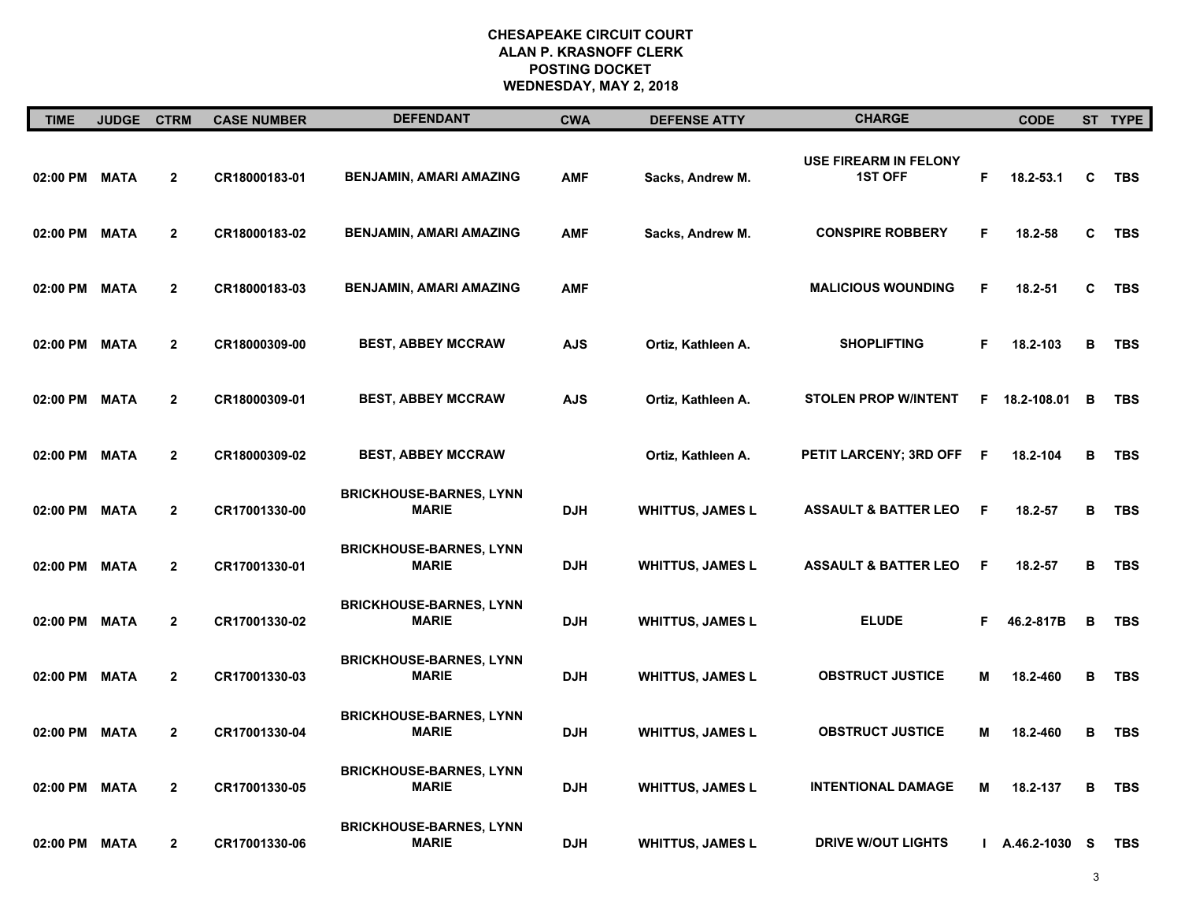# CHESAPEAKE CIRCUIT COURT
## ALAN P. KRASNOFF CLERK
## POSTING DOCKET
## WEDNESDAY, MAY 2, 2018

| TIME | JUDGE | CTRM | CASE NUMBER | DEFENDANT | CWA | DEFENSE ATTY | CHARGE | | CODE | ST | TYPE |
|---|---|---|---|---|---|---|---|---|---|---|---|
| 02:00 PM | MATA | 2 | CR18000183-01 | BENJAMIN, AMARI AMAZING | AMF | Sacks, Andrew M. | USE FIREARM IN FELONY 1ST OFF | F | 18.2-53.1 | C | TBS |
| 02:00 PM | MATA | 2 | CR18000183-02 | BENJAMIN, AMARI AMAZING | AMF | Sacks, Andrew M. | CONSPIRE ROBBERY | F | 18.2-58 | C | TBS |
| 02:00 PM | MATA | 2 | CR18000183-03 | BENJAMIN, AMARI AMAZING | AMF | | MALICIOUS WOUNDING | F | 18.2-51 | C | TBS |
| 02:00 PM | MATA | 2 | CR18000309-00 | BEST, ABBEY MCCRAW | AJS | Ortiz, Kathleen A. | SHOPLIFTING | F | 18.2-103 | B | TBS |
| 02:00 PM | MATA | 2 | CR18000309-01 | BEST, ABBEY MCCRAW | AJS | Ortiz, Kathleen A. | STOLEN PROP W/INTENT | F | 18.2-108.01 | B | TBS |
| 02:00 PM | MATA | 2 | CR18000309-02 | BEST, ABBEY MCCRAW | | Ortiz, Kathleen A. | PETIT LARCENY; 3RD OFF | F | 18.2-104 | B | TBS |
| 02:00 PM | MATA | 2 | CR17001330-00 | BRICKHOUSE-BARNES, LYNN MARIE | DJH | WHITTUS, JAMES L | ASSAULT & BATTER LEO | F | 18.2-57 | B | TBS |
| 02:00 PM | MATA | 2 | CR17001330-01 | BRICKHOUSE-BARNES, LYNN MARIE | DJH | WHITTUS, JAMES L | ASSAULT & BATTER LEO | F | 18.2-57 | B | TBS |
| 02:00 PM | MATA | 2 | CR17001330-02 | BRICKHOUSE-BARNES, LYNN MARIE | DJH | WHITTUS, JAMES L | ELUDE | F | 46.2-817B | B | TBS |
| 02:00 PM | MATA | 2 | CR17001330-03 | BRICKHOUSE-BARNES, LYNN MARIE | DJH | WHITTUS, JAMES L | OBSTRUCT JUSTICE | M | 18.2-460 | B | TBS |
| 02:00 PM | MATA | 2 | CR17001330-04 | BRICKHOUSE-BARNES, LYNN MARIE | DJH | WHITTUS, JAMES L | OBSTRUCT JUSTICE | M | 18.2-460 | B | TBS |
| 02:00 PM | MATA | 2 | CR17001330-05 | BRICKHOUSE-BARNES, LYNN MARIE | DJH | WHITTUS, JAMES L | INTENTIONAL DAMAGE | M | 18.2-137 | B | TBS |
| 02:00 PM | MATA | 2 | CR17001330-06 | BRICKHOUSE-BARNES, LYNN MARIE | DJH | WHITTUS, JAMES L | DRIVE W/OUT LIGHTS | I | A.46.2-1030 | S | TBS |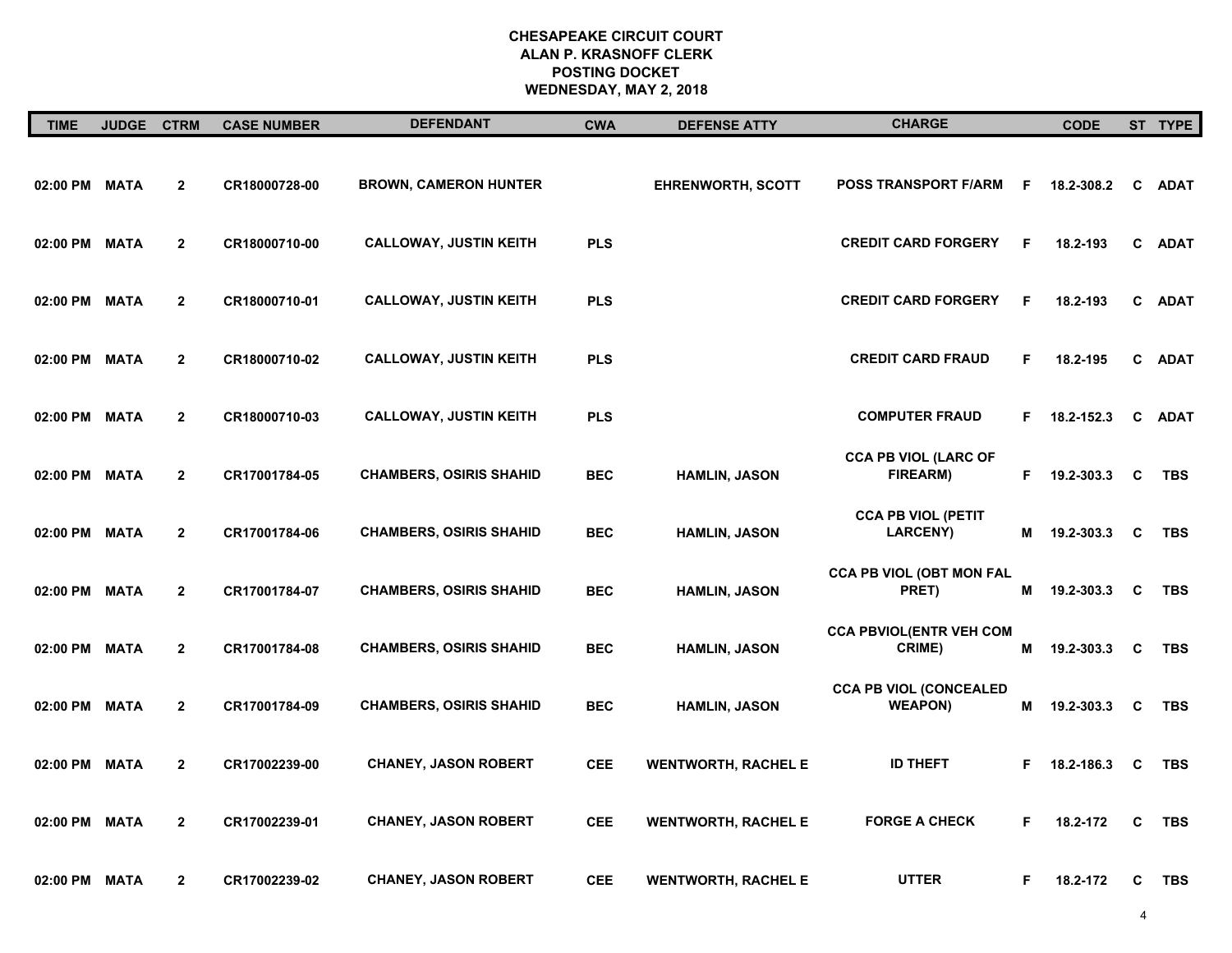**CHESAPEAKE CIRCUIT COURT**
**ALAN P. KRASNOFF CLERK**
**POSTING DOCKET**
**WEDNESDAY, MAY 2, 2018**

| TIME | JUDGE | CTRM | CASE NUMBER | DEFENDANT | CWA | DEFENSE ATTY | CHARGE | | CODE | ST | TYPE |
|---|---|---|---|---|---|---|---|---|---|---|---|
| 02:00 PM | MATA | 2 | CR18000728-00 | BROWN, CAMERON HUNTER | | EHRENWORTH, SCOTT | POSS TRANSPORT F/ARM | F | 18.2-308.2 | C | ADAT |
| 02:00 PM | MATA | 2 | CR18000710-00 | CALLOWAY, JUSTIN KEITH | PLS | | CREDIT CARD FORGERY | F | 18.2-193 | C | ADAT |
| 02:00 PM | MATA | 2 | CR18000710-01 | CALLOWAY, JUSTIN KEITH | PLS | | CREDIT CARD FORGERY | F | 18.2-193 | C | ADAT |
| 02:00 PM | MATA | 2 | CR18000710-02 | CALLOWAY, JUSTIN KEITH | PLS | | CREDIT CARD FRAUD | F | 18.2-195 | C | ADAT |
| 02:00 PM | MATA | 2 | CR18000710-03 | CALLOWAY, JUSTIN KEITH | PLS | | COMPUTER FRAUD | F | 18.2-152.3 | C | ADAT |
| 02:00 PM | MATA | 2 | CR17001784-05 | CHAMBERS, OSIRIS SHAHID | BEC | HAMLIN, JASON | CCA PB VIOL (LARC OF FIREARM) | F | 19.2-303.3 | C | TBS |
| 02:00 PM | MATA | 2 | CR17001784-06 | CHAMBERS, OSIRIS SHAHID | BEC | HAMLIN, JASON | CCA PB VIOL (PETIT LARCENY) | M | 19.2-303.3 | C | TBS |
| 02:00 PM | MATA | 2 | CR17001784-07 | CHAMBERS, OSIRIS SHAHID | BEC | HAMLIN, JASON | CCA PB VIOL (OBT MON FAL PRET) | M | 19.2-303.3 | C | TBS |
| 02:00 PM | MATA | 2 | CR17001784-08 | CHAMBERS, OSIRIS SHAHID | BEC | HAMLIN, JASON | CCA PBVIOL(ENTR VEH COM CRIME) | M | 19.2-303.3 | C | TBS |
| 02:00 PM | MATA | 2 | CR17001784-09 | CHAMBERS, OSIRIS SHAHID | BEC | HAMLIN, JASON | CCA PB VIOL (CONCEALED WEAPON) | M | 19.2-303.3 | C | TBS |
| 02:00 PM | MATA | 2 | CR17002239-00 | CHANEY, JASON ROBERT | CEE | WENTWORTH, RACHEL E | ID THEFT | F | 18.2-186.3 | C | TBS |
| 02:00 PM | MATA | 2 | CR17002239-01 | CHANEY, JASON ROBERT | CEE | WENTWORTH, RACHEL E | FORGE A CHECK | F | 18.2-172 | C | TBS |
| 02:00 PM | MATA | 2 | CR17002239-02 | CHANEY, JASON ROBERT | CEE | WENTWORTH, RACHEL E | UTTER | F | 18.2-172 | C | TBS |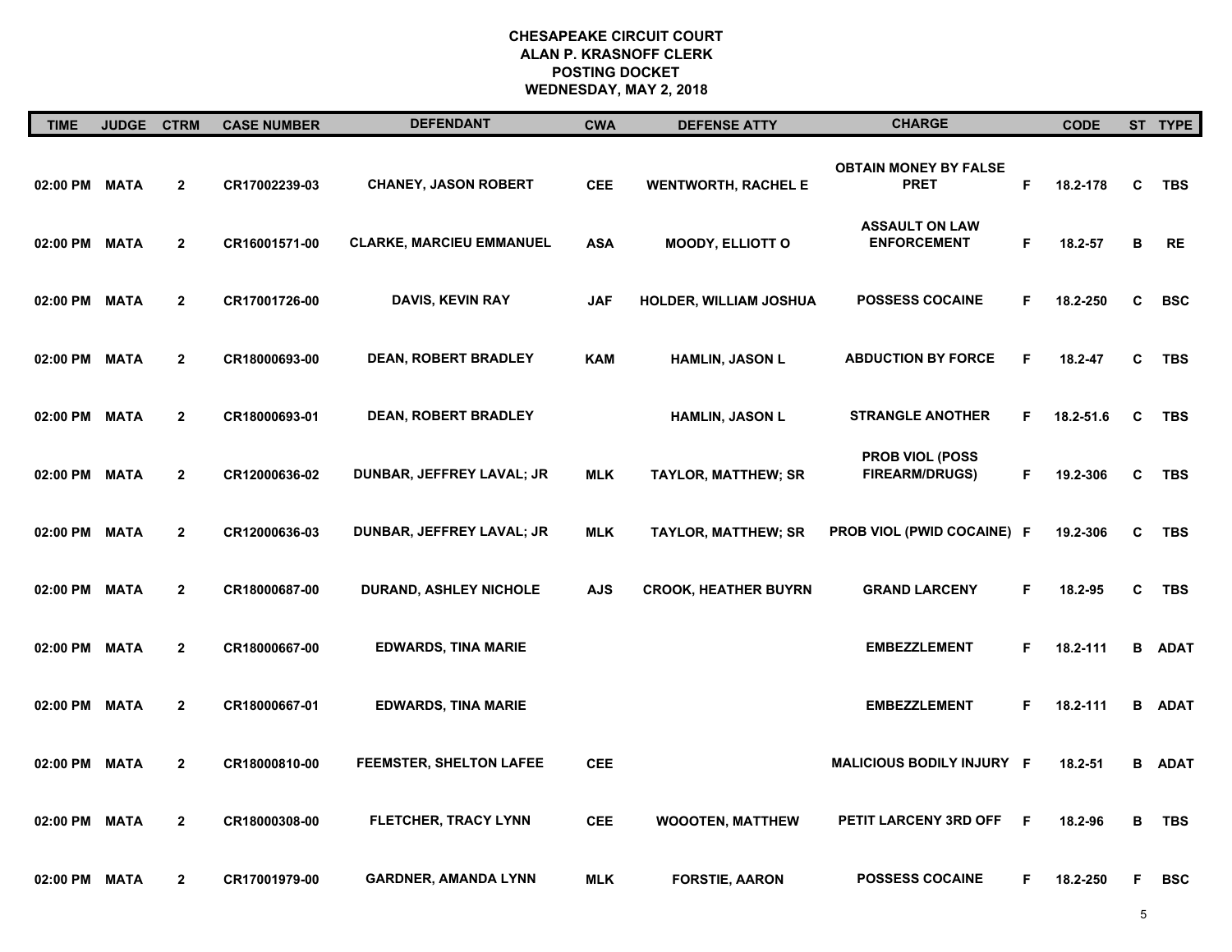# CHESAPEAKE CIRCUIT COURT
## ALAN P. KRASNOFF CLERK
## POSTING DOCKET
## WEDNESDAY, MAY 2, 2018

| TIME | JUDGE | CTRM | CASE NUMBER | DEFENDANT | CWA | DEFENSE ATTY | CHARGE | | CODE | ST | TYPE |
|---|---|---|---|---|---|---|---|---|---|---|---|
| 02:00 PM | MATA | 2 | CR17002239-03 | CHANEY, JASON ROBERT | CEE | WENTWORTH, RACHEL E | OBTAIN MONEY BY FALSE PRET | F | 18.2-178 | C | TBS |
| 02:00 PM | MATA | 2 | CR16001571-00 | CLARKE, MARCIEU EMMANUEL | ASA | MOODY, ELLIOTT O | ASSAULT ON LAW ENFORCEMENT | F | 18.2-57 | B | RE |
| 02:00 PM | MATA | 2 | CR17001726-00 | DAVIS, KEVIN RAY | JAF | HOLDER, WILLIAM JOSHUA | POSSESS COCAINE | F | 18.2-250 | C | BSC |
| 02:00 PM | MATA | 2 | CR18000693-00 | DEAN, ROBERT BRADLEY | KAM | HAMLIN, JASON L | ABDUCTION BY FORCE | F | 18.2-47 | C | TBS |
| 02:00 PM | MATA | 2 | CR18000693-01 | DEAN, ROBERT BRADLEY | | HAMLIN, JASON L | STRANGLE ANOTHER | F | 18.2-51.6 | C | TBS |
| 02:00 PM | MATA | 2 | CR12000636-02 | DUNBAR, JEFFREY LAVAL; JR | MLK | TAYLOR, MATTHEW; SR | PROB VIOL (POSS FIREARM/DRUGS) | F | 19.2-306 | C | TBS |
| 02:00 PM | MATA | 2 | CR12000636-03 | DUNBAR, JEFFREY LAVAL; JR | MLK | TAYLOR, MATTHEW; SR | PROB VIOL (PWID COCAINE) | F | 19.2-306 | C | TBS |
| 02:00 PM | MATA | 2 | CR18000687-00 | DURAND, ASHLEY NICHOLE | AJS | CROOK, HEATHER BUYRN | GRAND LARCENY | F | 18.2-95 | C | TBS |
| 02:00 PM | MATA | 2 | CR18000667-00 | EDWARDS, TINA MARIE | | | EMBEZZLEMENT | F | 18.2-111 | B | ADAT |
| 02:00 PM | MATA | 2 | CR18000667-01 | EDWARDS, TINA MARIE | | | EMBEZZLEMENT | F | 18.2-111 | B | ADAT |
| 02:00 PM | MATA | 2 | CR18000810-00 | FEEMSTER, SHELTON LAFEE | CEE | | MALICIOUS BODILY INJURY | F | 18.2-51 | B | ADAT |
| 02:00 PM | MATA | 2 | CR18000308-00 | FLETCHER, TRACY LYNN | CEE | WOOOTEN, MATTHEW | PETIT LARCENY 3RD OFF | F | 18.2-96 | B | TBS |
| 02:00 PM | MATA | 2 | CR17001979-00 | GARDNER, AMANDA LYNN | MLK | FORSTIE, AARON | POSSESS COCAINE | F | 18.2-250 | F | BSC |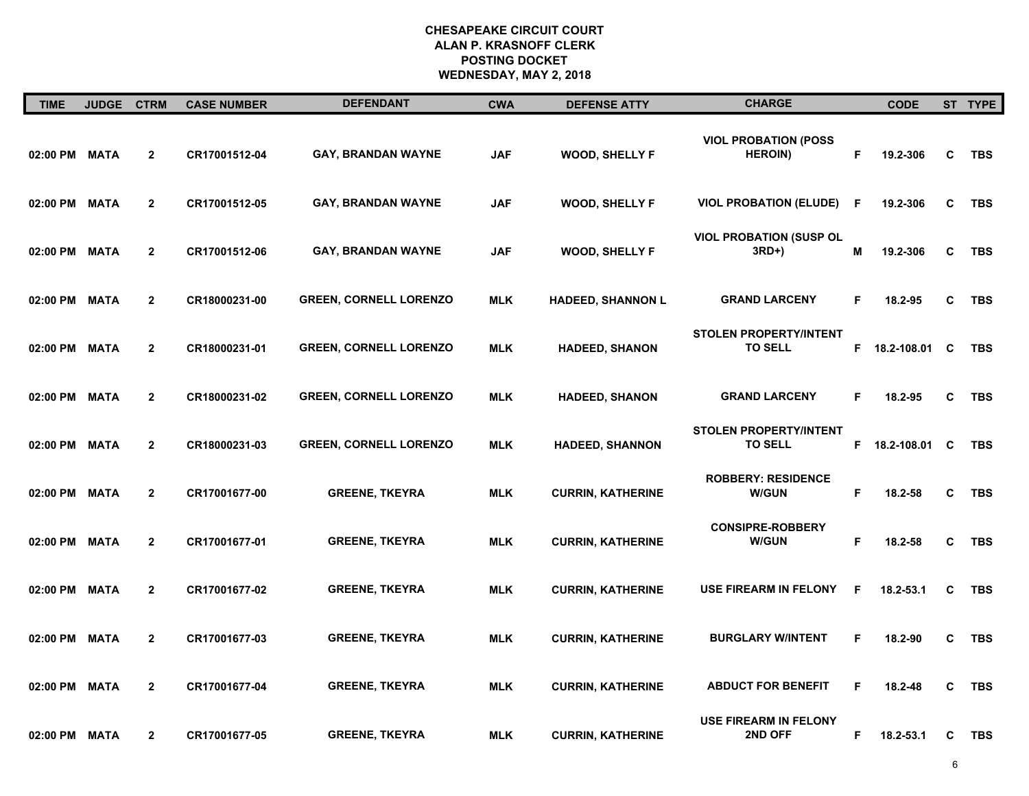**CHESAPEAKE CIRCUIT COURT**
**ALAN P. KRASNOFF CLERK**
**POSTING DOCKET**
**WEDNESDAY, MAY 2, 2018**

| TIME | JUDGE | CTRM | CASE NUMBER | DEFENDANT | CWA | DEFENSE ATTY | CHARGE | | CODE | ST | TYPE |
|---|---|---|---|---|---|---|---|---|---|---|---|
| 02:00 PM | MATA | 2 | CR17001512-04 | GAY, BRANDAN WAYNE | JAF | WOOD, SHELLY F | VIOL PROBATION (POSS HEROIN) | F | 19.2-306 | C | TBS |
| 02:00 PM | MATA | 2 | CR17001512-05 | GAY, BRANDAN WAYNE | JAF | WOOD, SHELLY F | VIOL PROBATION (ELUDE) | F | 19.2-306 | C | TBS |
| 02:00 PM | MATA | 2 | CR17001512-06 | GAY, BRANDAN WAYNE | JAF | WOOD, SHELLY F | VIOL PROBATION (SUSP OL 3RD+) | M | 19.2-306 | C | TBS |
| 02:00 PM | MATA | 2 | CR18000231-00 | GREEN, CORNELL LORENZO | MLK | HADEED, SHANNON L | GRAND LARCENY | F | 18.2-95 | C | TBS |
| 02:00 PM | MATA | 2 | CR18000231-01 | GREEN, CORNELL LORENZO | MLK | HADEED, SHANON | STOLEN PROPERTY/INTENT TO SELL | F | 18.2-108.01 | C | TBS |
| 02:00 PM | MATA | 2 | CR18000231-02 | GREEN, CORNELL LORENZO | MLK | HADEED, SHANON | GRAND LARCENY | F | 18.2-95 | C | TBS |
| 02:00 PM | MATA | 2 | CR18000231-03 | GREEN, CORNELL LORENZO | MLK | HADEED, SHANNON | STOLEN PROPERTY/INTENT TO SELL | F | 18.2-108.01 | C | TBS |
| 02:00 PM | MATA | 2 | CR17001677-00 | GREENE, TKEYRA | MLK | CURRIN, KATHERINE | ROBBERY: RESIDENCE W/GUN | F | 18.2-58 | C | TBS |
| 02:00 PM | MATA | 2 | CR17001677-01 | GREENE, TKEYRA | MLK | CURRIN, KATHERINE | CONSIPRE-ROBBERY W/GUN | F | 18.2-58 | C | TBS |
| 02:00 PM | MATA | 2 | CR17001677-02 | GREENE, TKEYRA | MLK | CURRIN, KATHERINE | USE FIREARM IN FELONY | F | 18.2-53.1 | C | TBS |
| 02:00 PM | MATA | 2 | CR17001677-03 | GREENE, TKEYRA | MLK | CURRIN, KATHERINE | BURGLARY W/INTENT | F | 18.2-90 | C | TBS |
| 02:00 PM | MATA | 2 | CR17001677-04 | GREENE, TKEYRA | MLK | CURRIN, KATHERINE | ABDUCT FOR BENEFIT | F | 18.2-48 | C | TBS |
| 02:00 PM | MATA | 2 | CR17001677-05 | GREENE, TKEYRA | MLK | CURRIN, KATHERINE | USE FIREARM IN FELONY 2ND OFF | F | 18.2-53.1 | C | TBS |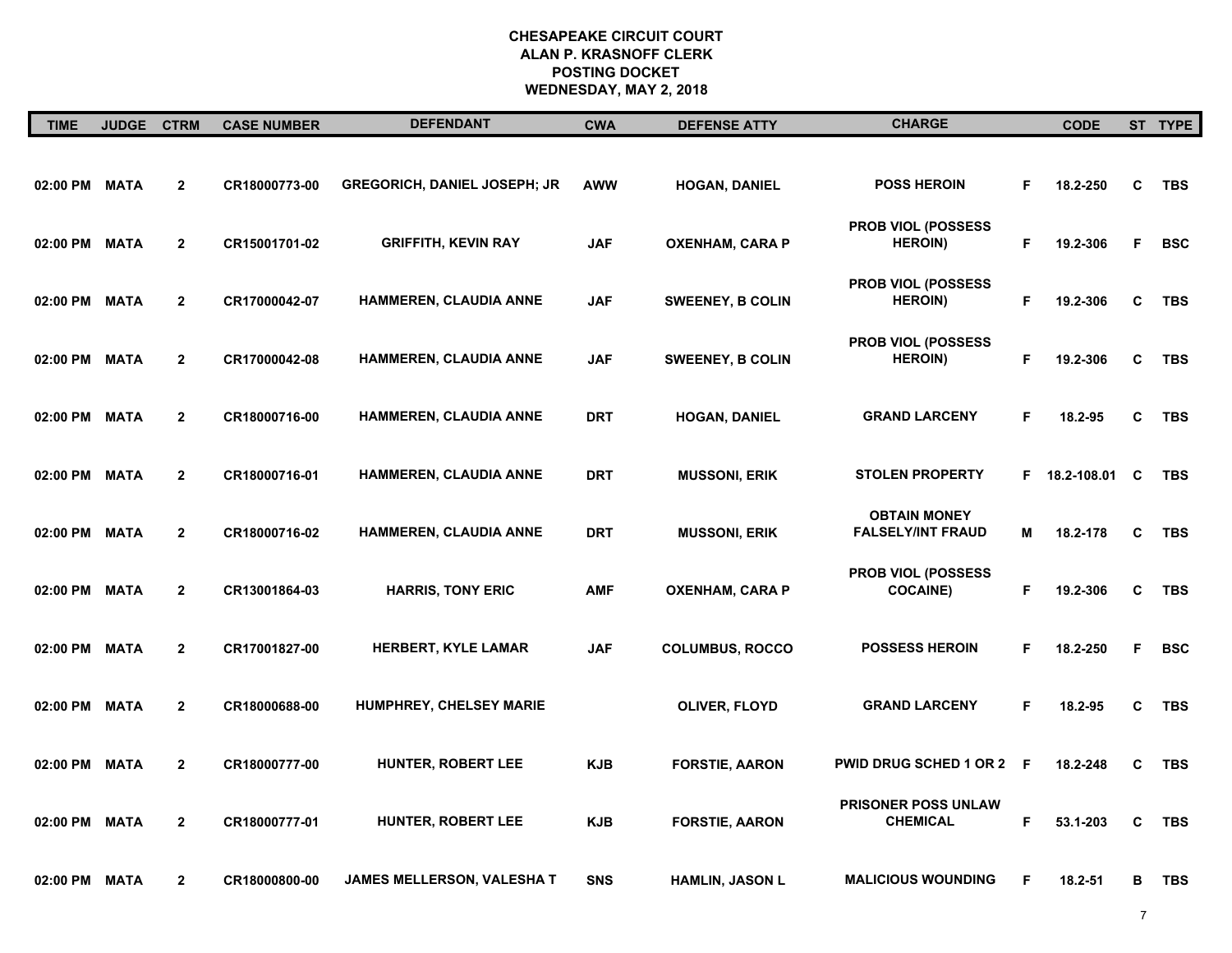**CHESAPEAKE CIRCUIT COURT**
**ALAN P. KRASNOFF CLERK**
**POSTING DOCKET**
**WEDNESDAY, MAY 2, 2018**

| TIME | JUDGE | CTRM | CASE NUMBER | DEFENDANT | CWA | DEFENSE ATTY | CHARGE | | CODE | ST | TYPE |
|---|---|---|---|---|---|---|---|---|---|---|---|
| 02:00 PM | MATA | 2 | CR18000773-00 | GREGORICH, DANIEL JOSEPH; JR | AWW | HOGAN, DANIEL | POSS HEROIN | F | 18.2-250 | C | TBS |
| 02:00 PM | MATA | 2 | CR15001701-02 | GRIFFITH, KEVIN RAY | JAF | OXENHAM, CARA P | PROB VIOL (POSSESS HEROIN) | F | 19.2-306 | F | BSC |
| 02:00 PM | MATA | 2 | CR17000042-07 | HAMMEREN, CLAUDIA ANNE | JAF | SWEENEY, B COLIN | PROB VIOL (POSSESS HEROIN) | F | 19.2-306 | C | TBS |
| 02:00 PM | MATA | 2 | CR17000042-08 | HAMMEREN, CLAUDIA ANNE | JAF | SWEENEY, B COLIN | PROB VIOL (POSSESS HEROIN) | F | 19.2-306 | C | TBS |
| 02:00 PM | MATA | 2 | CR18000716-00 | HAMMEREN, CLAUDIA ANNE | DRT | HOGAN, DANIEL | GRAND LARCENY | F | 18.2-95 | C | TBS |
| 02:00 PM | MATA | 2 | CR18000716-01 | HAMMEREN, CLAUDIA ANNE | DRT | MUSSONI, ERIK | STOLEN PROPERTY | F | 18.2-108.01 | C | TBS |
| 02:00 PM | MATA | 2 | CR18000716-02 | HAMMEREN, CLAUDIA ANNE | DRT | MUSSONI, ERIK | OBTAIN MONEY FALSELY/INT FRAUD | M | 18.2-178 | C | TBS |
| 02:00 PM | MATA | 2 | CR13001864-03 | HARRIS, TONY ERIC | AMF | OXENHAM, CARA P | PROB VIOL (POSSESS COCAINE) | F | 19.2-306 | C | TBS |
| 02:00 PM | MATA | 2 | CR17001827-00 | HERBERT, KYLE LAMAR | JAF | COLUMBUS, ROCCO | POSSESS HEROIN | F | 18.2-250 | F | BSC |
| 02:00 PM | MATA | 2 | CR18000688-00 | HUMPHREY, CHELSEY MARIE | | OLIVER, FLOYD | GRAND LARCENY | F | 18.2-95 | C | TBS |
| 02:00 PM | MATA | 2 | CR18000777-00 | HUNTER, ROBERT LEE | KJB | FORSTIE, AARON | PWID DRUG SCHED 1 OR 2 | F | 18.2-248 | C | TBS |
| 02:00 PM | MATA | 2 | CR18000777-01 | HUNTER, ROBERT LEE | KJB | FORSTIE, AARON | PRISONER POSS UNLAW CHEMICAL | F | 53.1-203 | C | TBS |
| 02:00 PM | MATA | 2 | CR18000800-00 | JAMES MELLERSON, VALESHA T | SNS | HAMLIN, JASON L | MALICIOUS WOUNDING | F | 18.2-51 | B | TBS |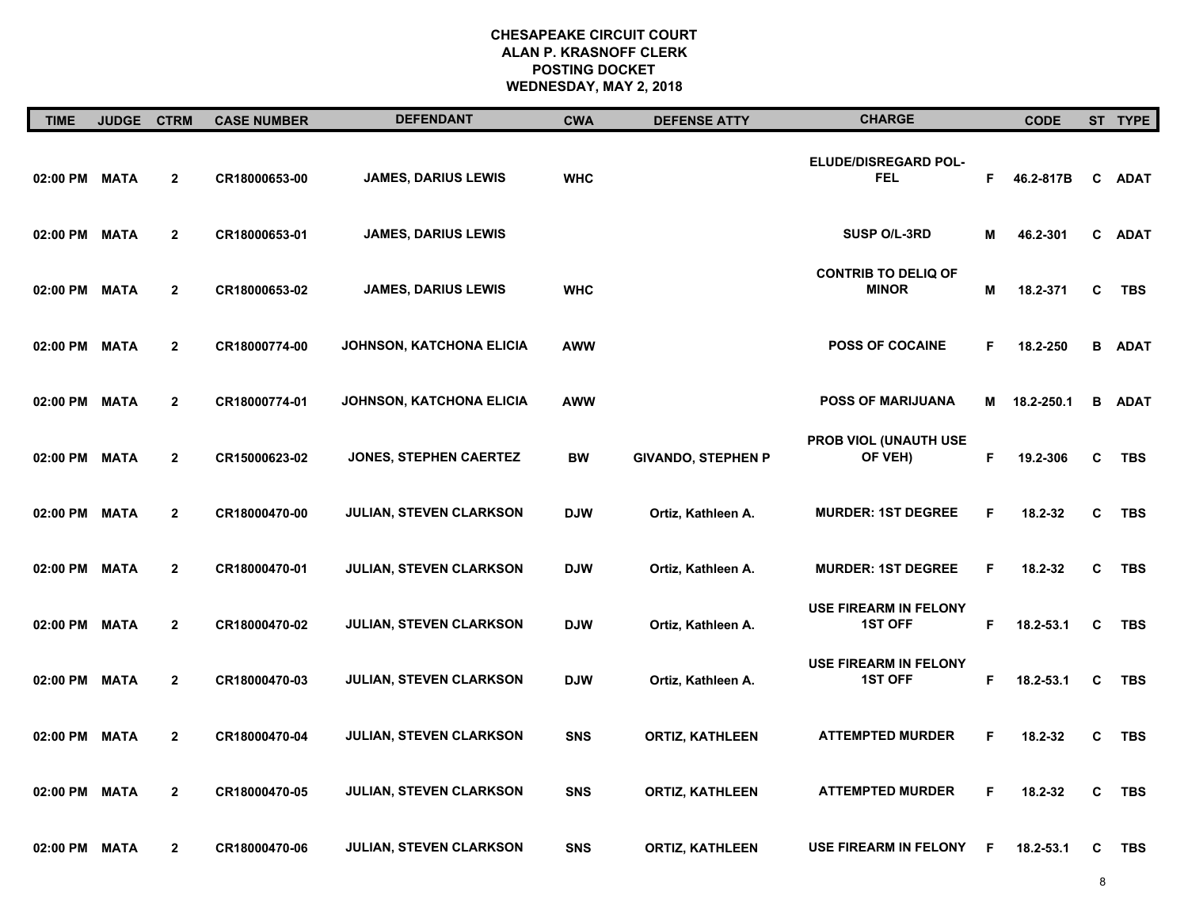**CHESAPEAKE CIRCUIT COURT**
**ALAN P. KRASNOFF CLERK**
**POSTING DOCKET**
**WEDNESDAY, MAY 2, 2018**

| TIME | JUDGE | CTRM | CASE NUMBER | DEFENDANT | CWA | DEFENSE ATTY | CHARGE | | CODE | ST | TYPE |
|---|---|---|---|---|---|---|---|---|---|---|---|
| 02:00 PM | MATA | 2 | CR18000653-00 | JAMES, DARIUS LEWIS | WHC | | ELUDE/DISREGARD POL-FEL | F | 46.2-817B | C | ADAT |
| 02:00 PM | MATA | 2 | CR18000653-01 | JAMES, DARIUS LEWIS | | | SUSP O/L-3RD | M | 46.2-301 | C | ADAT |
| 02:00 PM | MATA | 2 | CR18000653-02 | JAMES, DARIUS LEWIS | WHC | | CONTRIB TO DELIQ OF MINOR | M | 18.2-371 | C | TBS |
| 02:00 PM | MATA | 2 | CR18000774-00 | JOHNSON, KATCHONA ELICIA | AWW | | POSS OF COCAINE | F | 18.2-250 | B | ADAT |
| 02:00 PM | MATA | 2 | CR18000774-01 | JOHNSON, KATCHONA ELICIA | AWW | | POSS OF MARIJUANA | M | 18.2-250.1 | B | ADAT |
| 02:00 PM | MATA | 2 | CR15000623-02 | JONES, STEPHEN CAERTEZ | BW | GIVANDO, STEPHEN P | PROB VIOL (UNAUTH USE OF VEH) | F | 19.2-306 | C | TBS |
| 02:00 PM | MATA | 2 | CR18000470-00 | JULIAN, STEVEN CLARKSON | DJW | Ortiz, Kathleen A. | MURDER: 1ST DEGREE | F | 18.2-32 | C | TBS |
| 02:00 PM | MATA | 2 | CR18000470-01 | JULIAN, STEVEN CLARKSON | DJW | Ortiz, Kathleen A. | MURDER: 1ST DEGREE | F | 18.2-32 | C | TBS |
| 02:00 PM | MATA | 2 | CR18000470-02 | JULIAN, STEVEN CLARKSON | DJW | Ortiz, Kathleen A. | USE FIREARM IN FELONY 1ST OFF | F | 18.2-53.1 | C | TBS |
| 02:00 PM | MATA | 2 | CR18000470-03 | JULIAN, STEVEN CLARKSON | DJW | Ortiz, Kathleen A. | USE FIREARM IN FELONY 1ST OFF | F | 18.2-53.1 | C | TBS |
| 02:00 PM | MATA | 2 | CR18000470-04 | JULIAN, STEVEN CLARKSON | SNS | ORTIZ, KATHLEEN | ATTEMPTED MURDER | F | 18.2-32 | C | TBS |
| 02:00 PM | MATA | 2 | CR18000470-05 | JULIAN, STEVEN CLARKSON | SNS | ORTIZ, KATHLEEN | ATTEMPTED MURDER | F | 18.2-32 | C | TBS |
| 02:00 PM | MATA | 2 | CR18000470-06 | JULIAN, STEVEN CLARKSON | SNS | ORTIZ, KATHLEEN | USE FIREARM IN FELONY | F | 18.2-53.1 | C | TBS |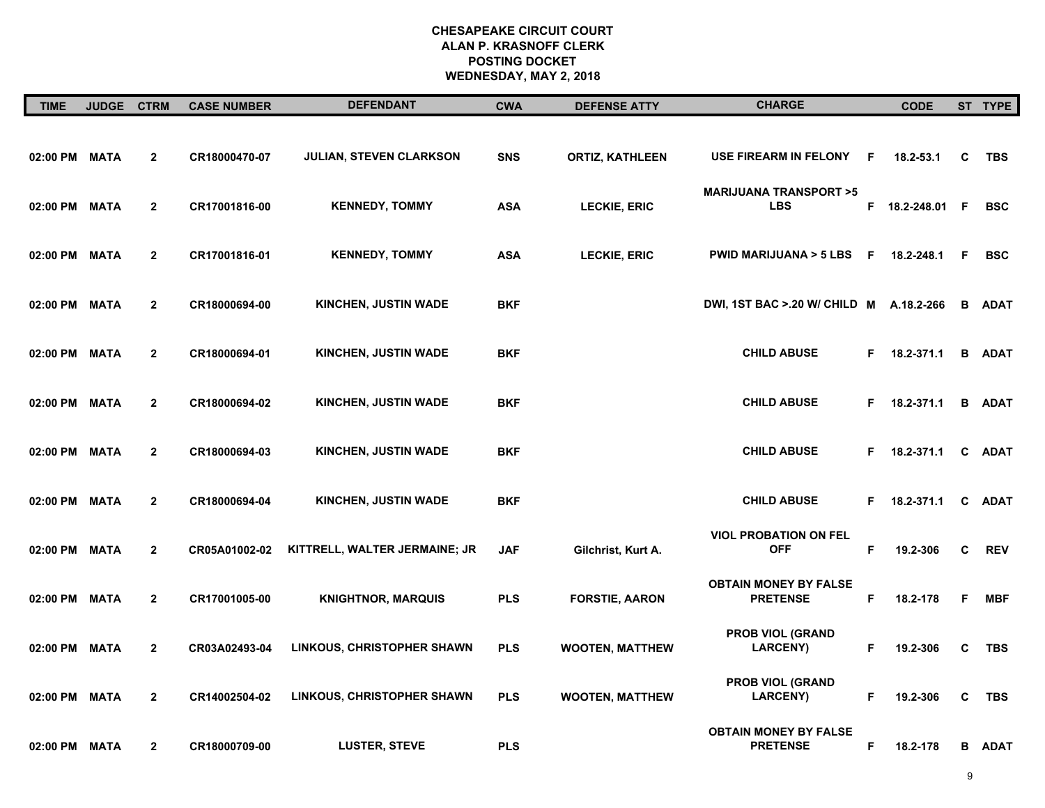# CHESAPEAKE CIRCUIT COURT
## ALAN P. KRASNOFF CLERK
## POSTING DOCKET
## WEDNESDAY, MAY 2, 2018

| TIME | JUDGE | CTRM | CASE NUMBER | DEFENDANT | CWA | DEFENSE ATTY | CHARGE | | CODE | ST | TYPE |
|---|---|---|---|---|---|---|---|---|---|---|---|
| 02:00 PM | MATA | 2 | CR18000470-07 | JULIAN, STEVEN CLARKSON | SNS | ORTIZ, KATHLEEN | USE FIREARM IN FELONY | F | 18.2-53.1 | C | TBS |
| 02:00 PM | MATA | 2 | CR17001816-00 | KENNEDY, TOMMY | ASA | LECKIE, ERIC | MARIJUANA TRANSPORT >5 LBS | F | 18.2-248.01 | F | BSC |
| 02:00 PM | MATA | 2 | CR17001816-01 | KENNEDY, TOMMY | ASA | LECKIE, ERIC | PWID MARIJUANA > 5 LBS | F | 18.2-248.1 | F | BSC |
| 02:00 PM | MATA | 2 | CR18000694-00 | KINCHEN, JUSTIN WADE | BKF | | DWI, 1ST BAC >.20 W/ CHILD | M | A.18.2-266 | B | ADAT |
| 02:00 PM | MATA | 2 | CR18000694-01 | KINCHEN, JUSTIN WADE | BKF | | CHILD ABUSE | F | 18.2-371.1 | B | ADAT |
| 02:00 PM | MATA | 2 | CR18000694-02 | KINCHEN, JUSTIN WADE | BKF | | CHILD ABUSE | F | 18.2-371.1 | B | ADAT |
| 02:00 PM | MATA | 2 | CR18000694-03 | KINCHEN, JUSTIN WADE | BKF | | CHILD ABUSE | F | 18.2-371.1 | C | ADAT |
| 02:00 PM | MATA | 2 | CR18000694-04 | KINCHEN, JUSTIN WADE | BKF | | CHILD ABUSE | F | 18.2-371.1 | C | ADAT |
| 02:00 PM | MATA | 2 | CR05A01002-02 | KITTRELL, WALTER JERMAINE; JR | JAF | Gilchrist, Kurt A. | VIOL PROBATION ON FEL OFF | F | 19.2-306 | C | REV |
| 02:00 PM | MATA | 2 | CR17001005-00 | KNIGHTNOR, MARQUIS | PLS | FORSTIE, AARON | OBTAIN MONEY BY FALSE PRETENSE | F | 18.2-178 | F | MBF |
| 02:00 PM | MATA | 2 | CR03A02493-04 | LINKOUS, CHRISTOPHER SHAWN | PLS | WOOTEN, MATTHEW | PROB VIOL (GRAND LARCENY) | F | 19.2-306 | C | TBS |
| 02:00 PM | MATA | 2 | CR14002504-02 | LINKOUS, CHRISTOPHER SHAWN | PLS | WOOTEN, MATTHEW | PROB VIOL (GRAND LARCENY) | F | 19.2-306 | C | TBS |
| 02:00 PM | MATA | 2 | CR18000709-00 | LUSTER, STEVE | PLS | | OBTAIN MONEY BY FALSE PRETENSE | F | 18.2-178 | B | ADAT |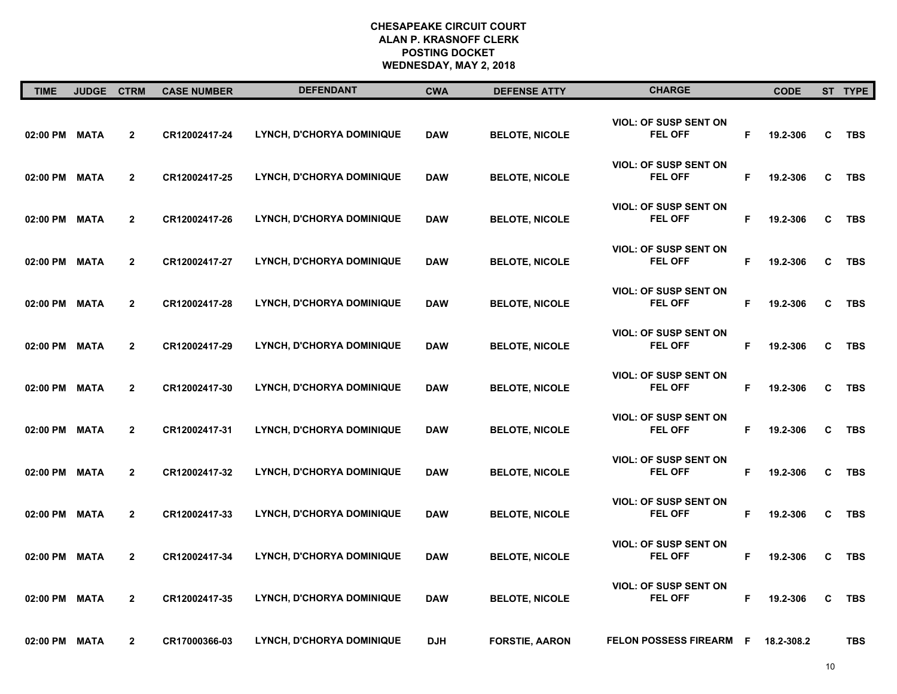# CHESAPEAKE CIRCUIT COURT
## ALAN P. KRASNOFF CLERK
## POSTING DOCKET
## WEDNESDAY, MAY 2, 2018

| TIME | JUDGE | CTRM | CASE NUMBER | DEFENDANT | CWA | DEFENSE ATTY | CHARGE | | CODE | ST | TYPE |
|---|---|---|---|---|---|---|---|---|---|---|---|
| 02:00 PM | MATA | 2 | CR12002417-24 | LYNCH, D'CHORYA DOMINIQUE | DAW | BELOTE, NICOLE | VIOL: OF SUSP SENT ON FEL OFF | F | 19.2-306 | C | TBS |
| 02:00 PM | MATA | 2 | CR12002417-25 | LYNCH, D'CHORYA DOMINIQUE | DAW | BELOTE, NICOLE | VIOL: OF SUSP SENT ON FEL OFF | F | 19.2-306 | C | TBS |
| 02:00 PM | MATA | 2 | CR12002417-26 | LYNCH, D'CHORYA DOMINIQUE | DAW | BELOTE, NICOLE | VIOL: OF SUSP SENT ON FEL OFF | F | 19.2-306 | C | TBS |
| 02:00 PM | MATA | 2 | CR12002417-27 | LYNCH, D'CHORYA DOMINIQUE | DAW | BELOTE, NICOLE | VIOL: OF SUSP SENT ON FEL OFF | F | 19.2-306 | C | TBS |
| 02:00 PM | MATA | 2 | CR12002417-28 | LYNCH, D'CHORYA DOMINIQUE | DAW | BELOTE, NICOLE | VIOL: OF SUSP SENT ON FEL OFF | F | 19.2-306 | C | TBS |
| 02:00 PM | MATA | 2 | CR12002417-29 | LYNCH, D'CHORYA DOMINIQUE | DAW | BELOTE, NICOLE | VIOL: OF SUSP SENT ON FEL OFF | F | 19.2-306 | C | TBS |
| 02:00 PM | MATA | 2 | CR12002417-30 | LYNCH, D'CHORYA DOMINIQUE | DAW | BELOTE, NICOLE | VIOL: OF SUSP SENT ON FEL OFF | F | 19.2-306 | C | TBS |
| 02:00 PM | MATA | 2 | CR12002417-31 | LYNCH, D'CHORYA DOMINIQUE | DAW | BELOTE, NICOLE | VIOL: OF SUSP SENT ON FEL OFF | F | 19.2-306 | C | TBS |
| 02:00 PM | MATA | 2 | CR12002417-32 | LYNCH, D'CHORYA DOMINIQUE | DAW | BELOTE, NICOLE | VIOL: OF SUSP SENT ON FEL OFF | F | 19.2-306 | C | TBS |
| 02:00 PM | MATA | 2 | CR12002417-33 | LYNCH, D'CHORYA DOMINIQUE | DAW | BELOTE, NICOLE | VIOL: OF SUSP SENT ON FEL OFF | F | 19.2-306 | C | TBS |
| 02:00 PM | MATA | 2 | CR12002417-34 | LYNCH, D'CHORYA DOMINIQUE | DAW | BELOTE, NICOLE | VIOL: OF SUSP SENT ON FEL OFF | F | 19.2-306 | C | TBS |
| 02:00 PM | MATA | 2 | CR12002417-35 | LYNCH, D'CHORYA DOMINIQUE | DAW | BELOTE, NICOLE | VIOL: OF SUSP SENT ON FEL OFF | F | 19.2-306 | C | TBS |
| 02:00 PM | MATA | 2 | CR17000366-03 | LYNCH, D'CHORYA DOMINIQUE | DJH | FORSTIE, AARON | FELON POSSESS FIREARM | F | 18.2-308.2 | | TBS |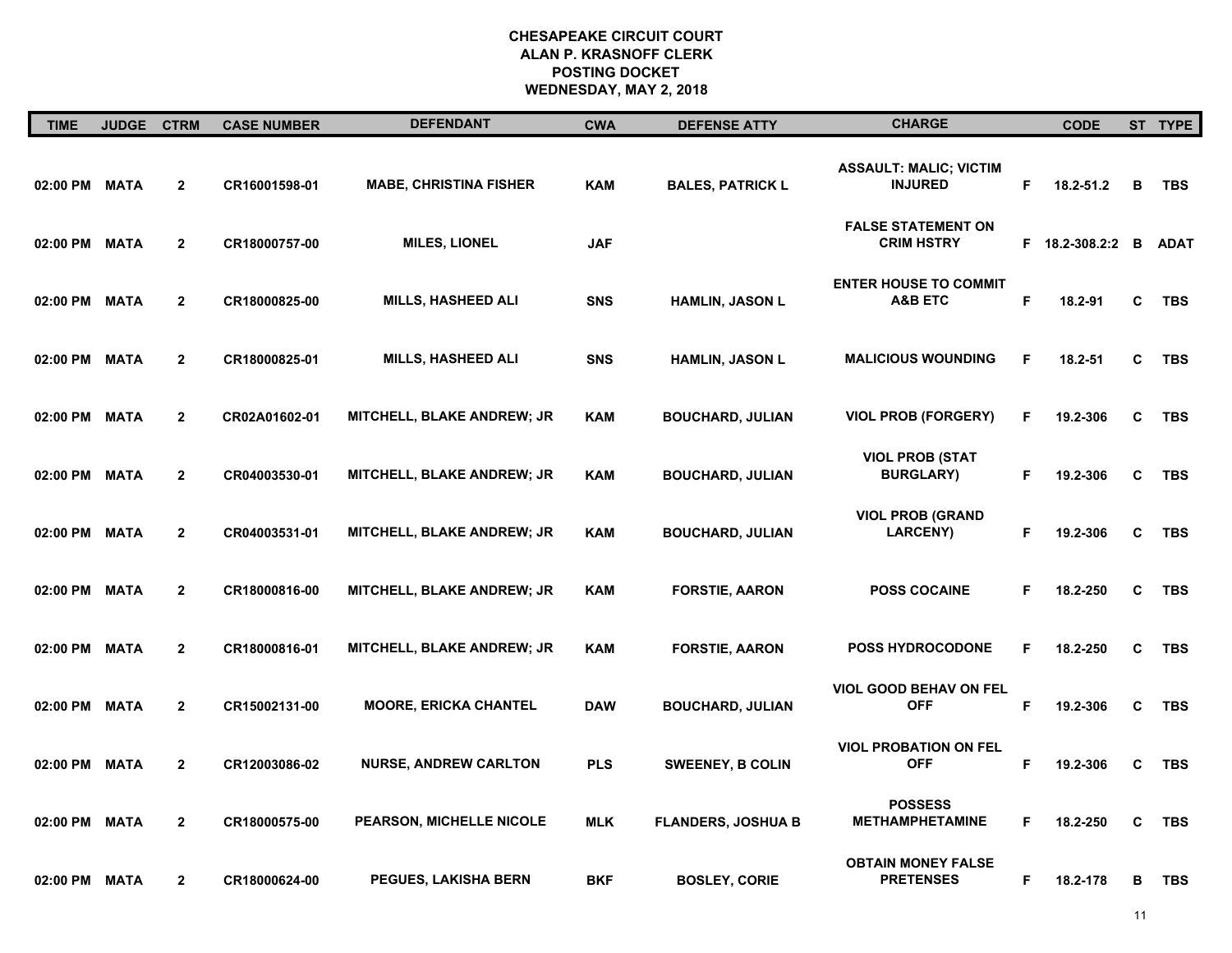**CHESAPEAKE CIRCUIT COURT**
**ALAN P. KRASNOFF CLERK**
**POSTING DOCKET**
**WEDNESDAY, MAY 2, 2018**

| TIME | JUDGE | CTRM | CASE NUMBER | DEFENDANT | CWA | DEFENSE ATTY | CHARGE | | CODE | ST | TYPE |
|---|---|---|---|---|---|---|---|---|---|---|---|
| 02:00 PM | MATA | 2 | CR16001598-01 | MABE, CHRISTINA FISHER | KAM | BALES, PATRICK L | ASSAULT: MALIC; VICTIM INJURED | F | 18.2-51.2 | B | TBS |
| 02:00 PM | MATA | 2 | CR18000757-00 | MILES, LIONEL | JAF | | FALSE STATEMENT ON CRIM HSTRY | F | 18.2-308.2:2 | B | ADAT |
| 02:00 PM | MATA | 2 | CR18000825-00 | MILLS, HASHEED ALI | SNS | HAMLIN, JASON L | ENTER HOUSE TO COMMIT A&B ETC | F | 18.2-91 | C | TBS |
| 02:00 PM | MATA | 2 | CR18000825-01 | MILLS, HASHEED ALI | SNS | HAMLIN, JASON L | MALICIOUS WOUNDING | F | 18.2-51 | C | TBS |
| 02:00 PM | MATA | 2 | CR02A01602-01 | MITCHELL, BLAKE ANDREW; JR | KAM | BOUCHARD, JULIAN | VIOL PROB (FORGERY) | F | 19.2-306 | C | TBS |
| 02:00 PM | MATA | 2 | CR04003530-01 | MITCHELL, BLAKE ANDREW; JR | KAM | BOUCHARD, JULIAN | VIOL PROB (STAT BURGLARY) | F | 19.2-306 | C | TBS |
| 02:00 PM | MATA | 2 | CR04003531-01 | MITCHELL, BLAKE ANDREW; JR | KAM | BOUCHARD, JULIAN | VIOL PROB (GRAND LARCENY) | F | 19.2-306 | C | TBS |
| 02:00 PM | MATA | 2 | CR18000816-00 | MITCHELL, BLAKE ANDREW; JR | KAM | FORSTIE, AARON | POSS COCAINE | F | 18.2-250 | C | TBS |
| 02:00 PM | MATA | 2 | CR18000816-01 | MITCHELL, BLAKE ANDREW; JR | KAM | FORSTIE, AARON | POSS HYDROCODONE | F | 18.2-250 | C | TBS |
| 02:00 PM | MATA | 2 | CR15002131-00 | MOORE, ERICKA CHANTEL | DAW | BOUCHARD, JULIAN | VIOL GOOD BEHAV ON FEL OFF | F | 19.2-306 | C | TBS |
| 02:00 PM | MATA | 2 | CR12003086-02 | NURSE, ANDREW CARLTON | PLS | SWEENEY, B COLIN | VIOL PROBATION ON FEL OFF | F | 19.2-306 | C | TBS |
| 02:00 PM | MATA | 2 | CR18000575-00 | PEARSON, MICHELLE NICOLE | MLK | FLANDERS, JOSHUA B | POSSESS METHAMPHETAMINE | F | 18.2-250 | C | TBS |
| 02:00 PM | MATA | 2 | CR18000624-00 | PEGUES, LAKISHA BERN | BKF | BOSLEY, CORIE | OBTAIN MONEY FALSE PRETENSES | F | 18.2-178 | B | TBS |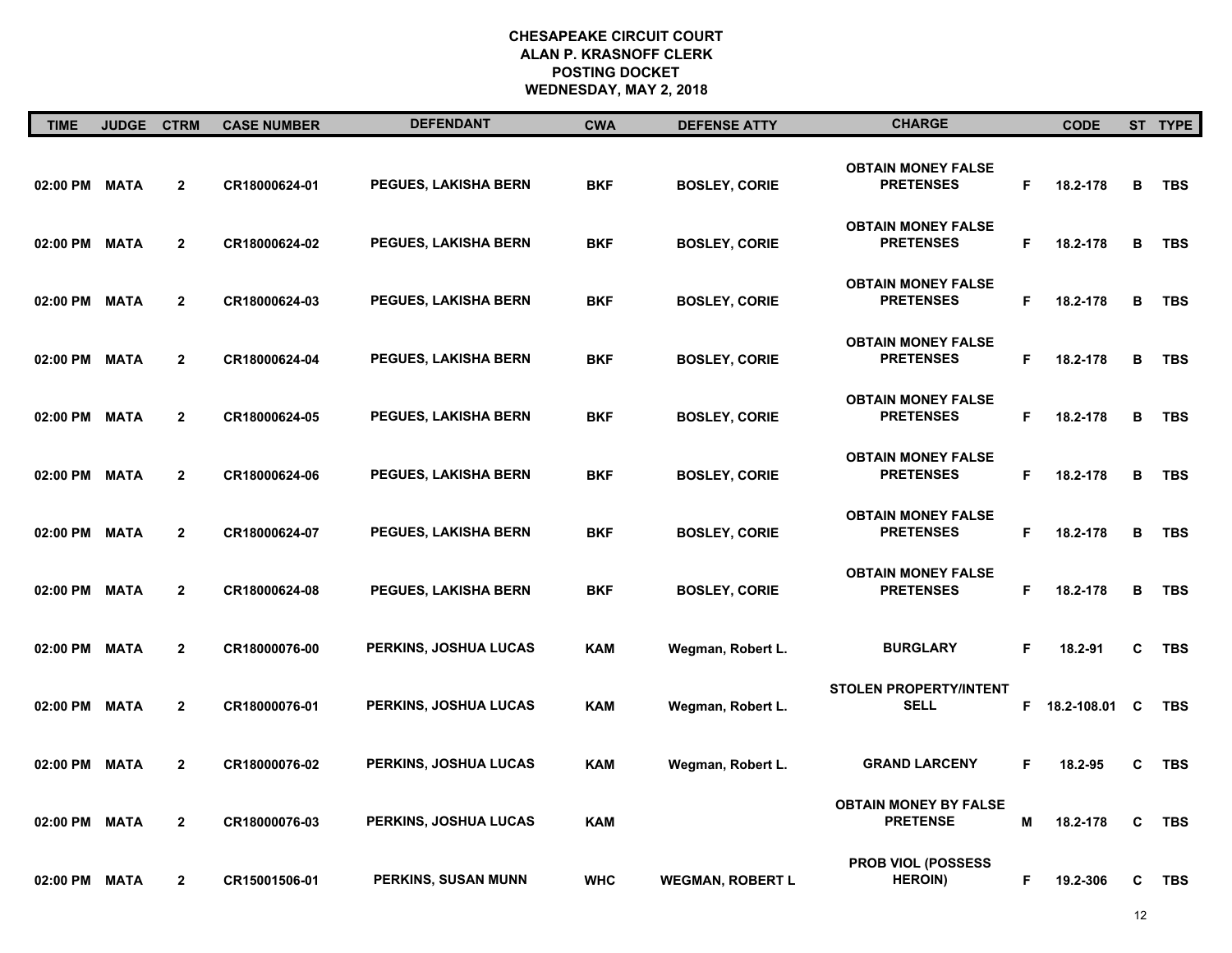**CHESAPEAKE CIRCUIT COURT**
**ALAN P. KRASNOFF CLERK**
**POSTING DOCKET**
**WEDNESDAY, MAY 2, 2018**

| TIME | JUDGE | CTRM | CASE NUMBER | DEFENDANT | CWA | DEFENSE ATTY | CHARGE | | CODE | ST | TYPE |
|---|---|---|---|---|---|---|---|---|---|---|---|
| 02:00 PM | MATA | 2 | CR18000624-01 | PEGUES, LAKISHA BERN | BKF | BOSLEY, CORIE | OBTAIN MONEY FALSE PRETENSES | F | 18.2-178 | B | TBS |
| 02:00 PM | MATA | 2 | CR18000624-02 | PEGUES, LAKISHA BERN | BKF | BOSLEY, CORIE | OBTAIN MONEY FALSE PRETENSES | F | 18.2-178 | B | TBS |
| 02:00 PM | MATA | 2 | CR18000624-03 | PEGUES, LAKISHA BERN | BKF | BOSLEY, CORIE | OBTAIN MONEY FALSE PRETENSES | F | 18.2-178 | B | TBS |
| 02:00 PM | MATA | 2 | CR18000624-04 | PEGUES, LAKISHA BERN | BKF | BOSLEY, CORIE | OBTAIN MONEY FALSE PRETENSES | F | 18.2-178 | B | TBS |
| 02:00 PM | MATA | 2 | CR18000624-05 | PEGUES, LAKISHA BERN | BKF | BOSLEY, CORIE | OBTAIN MONEY FALSE PRETENSES | F | 18.2-178 | B | TBS |
| 02:00 PM | MATA | 2 | CR18000624-06 | PEGUES, LAKISHA BERN | BKF | BOSLEY, CORIE | OBTAIN MONEY FALSE PRETENSES | F | 18.2-178 | B | TBS |
| 02:00 PM | MATA | 2 | CR18000624-07 | PEGUES, LAKISHA BERN | BKF | BOSLEY, CORIE | OBTAIN MONEY FALSE PRETENSES | F | 18.2-178 | B | TBS |
| 02:00 PM | MATA | 2 | CR18000624-08 | PEGUES, LAKISHA BERN | BKF | BOSLEY, CORIE | OBTAIN MONEY FALSE PRETENSES | F | 18.2-178 | B | TBS |
| 02:00 PM | MATA | 2 | CR18000076-00 | PERKINS, JOSHUA LUCAS | KAM | Wegman, Robert L. | BURGLARY | F | 18.2-91 | C | TBS |
| 02:00 PM | MATA | 2 | CR18000076-01 | PERKINS, JOSHUA LUCAS | KAM | Wegman, Robert L. | STOLEN PROPERTY/INTENT SELL | F | 18.2-108.01 | C | TBS |
| 02:00 PM | MATA | 2 | CR18000076-02 | PERKINS, JOSHUA LUCAS | KAM | Wegman, Robert L. | GRAND LARCENY | F | 18.2-95 | C | TBS |
| 02:00 PM | MATA | 2 | CR18000076-03 | PERKINS, JOSHUA LUCAS | KAM | | OBTAIN MONEY BY FALSE PRETENSE | M | 18.2-178 | C | TBS |
| 02:00 PM | MATA | 2 | CR15001506-01 | PERKINS, SUSAN MUNN | WHC | WEGMAN, ROBERT L | PROB VIOL (POSSESS HEROIN) | F | 19.2-306 | C | TBS |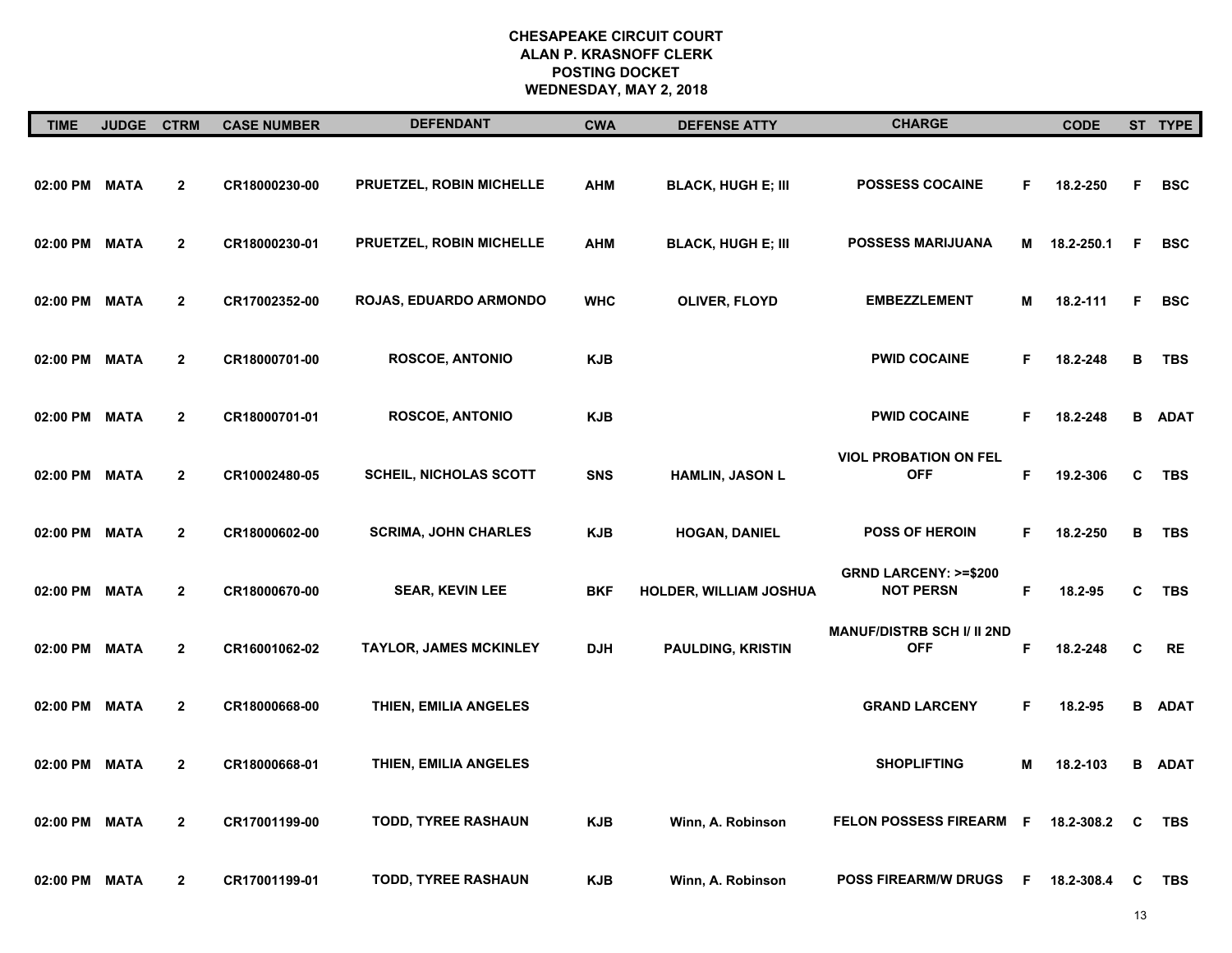# CHESAPEAKE CIRCUIT COURT
## ALAN P. KRASNOFF CLERK
## POSTING DOCKET
## WEDNESDAY, MAY 2, 2018

| TIME | JUDGE | CTRM | CASE NUMBER | DEFENDANT | CWA | DEFENSE ATTY | CHARGE | | CODE | ST | TYPE |
|---|---|---|---|---|---|---|---|---|---|---|---|
| 02:00 PM | MATA | 2 | CR18000230-00 | PRUETZEL, ROBIN MICHELLE | AHM | BLACK, HUGH E; III | POSSESS COCAINE | F | 18.2-250 | F | BSC |
| 02:00 PM | MATA | 2 | CR18000230-01 | PRUETZEL, ROBIN MICHELLE | AHM | BLACK, HUGH E; III | POSSESS MARIJUANA | M | 18.2-250.1 | F | BSC |
| 02:00 PM | MATA | 2 | CR17002352-00 | ROJAS, EDUARDO ARMONDO | WHC | OLIVER, FLOYD | EMBEZZLEMENT | M | 18.2-111 | F | BSC |
| 02:00 PM | MATA | 2 | CR18000701-00 | ROSCOE, ANTONIO | KJB | | PWID COCAINE | F | 18.2-248 | B | TBS |
| 02:00 PM | MATA | 2 | CR18000701-01 | ROSCOE, ANTONIO | KJB | | PWID COCAINE | F | 18.2-248 | B | ADAT |
| 02:00 PM | MATA | 2 | CR10002480-05 | SCHEIL, NICHOLAS SCOTT | SNS | HAMLIN, JASON L | VIOL PROBATION ON FEL OFF | F | 19.2-306 | C | TBS |
| 02:00 PM | MATA | 2 | CR18000602-00 | SCRIMA, JOHN CHARLES | KJB | HOGAN, DANIEL | POSS OF HEROIN | F | 18.2-250 | B | TBS |
| 02:00 PM | MATA | 2 | CR18000670-00 | SEAR, KEVIN LEE | BKF | HOLDER, WILLIAM JOSHUA | GRND LARCENY: >=$200 NOT PERSN | F | 18.2-95 | C | TBS |
| 02:00 PM | MATA | 2 | CR16001062-02 | TAYLOR, JAMES MCKINLEY | DJH | PAULDING, KRISTIN | MANUF/DISTRB SCH I/ II 2ND OFF | F | 18.2-248 | C | RE |
| 02:00 PM | MATA | 2 | CR18000668-00 | THIEN, EMILIA ANGELES | | | GRAND LARCENY | F | 18.2-95 | B | ADAT |
| 02:00 PM | MATA | 2 | CR18000668-01 | THIEN, EMILIA ANGELES | | | SHOPLIFTING | M | 18.2-103 | B | ADAT |
| 02:00 PM | MATA | 2 | CR17001199-00 | TODD, TYREE RASHAUN | KJB | Winn, A. Robinson | FELON POSSESS FIREARM | F | 18.2-308.2 | C | TBS |
| 02:00 PM | MATA | 2 | CR17001199-01 | TODD, TYREE RASHAUN | KJB | Winn, A. Robinson | POSS FIREARM/W DRUGS | F | 18.2-308.4 | C | TBS |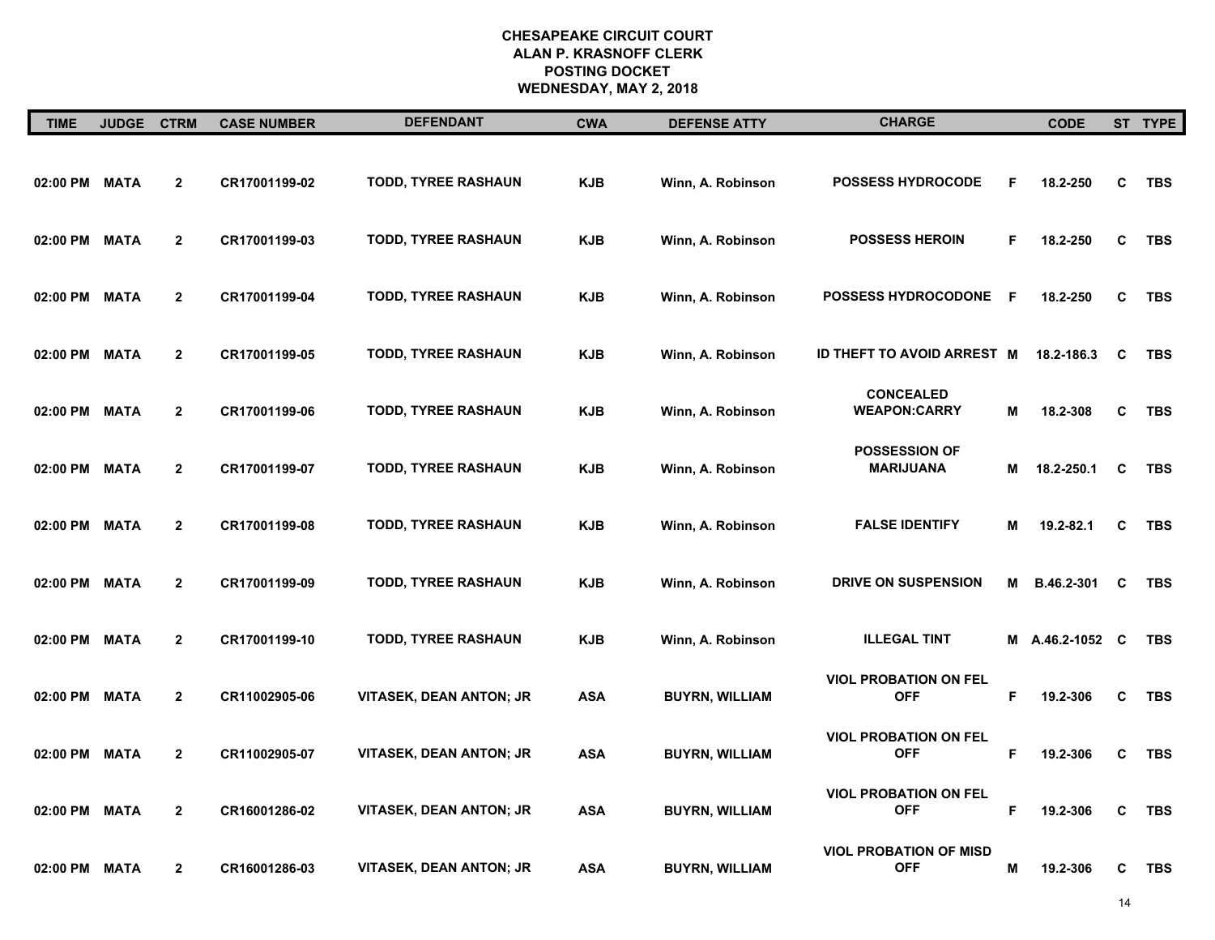**CHESAPEAKE CIRCUIT COURT**
**ALAN P. KRASNOFF CLERK**
**POSTING DOCKET**
**WEDNESDAY, MAY 2, 2018**

| TIME | JUDGE | CTRM | CASE NUMBER | DEFENDANT | CWA | DEFENSE ATTY | CHARGE | | CODE | ST | TYPE |
|---|---|---|---|---|---|---|---|---|---|---|---|
| 02:00 PM | MATA | 2 | CR17001199-02 | TODD, TYREE RASHAUN | KJB | Winn, A. Robinson | POSSESS HYDROCODE | F | 18.2-250 | C | TBS |
| 02:00 PM | MATA | 2 | CR17001199-03 | TODD, TYREE RASHAUN | KJB | Winn, A. Robinson | POSSESS HEROIN | F | 18.2-250 | C | TBS |
| 02:00 PM | MATA | 2 | CR17001199-04 | TODD, TYREE RASHAUN | KJB | Winn, A. Robinson | POSSESS HYDROCODONE | F | 18.2-250 | C | TBS |
| 02:00 PM | MATA | 2 | CR17001199-05 | TODD, TYREE RASHAUN | KJB | Winn, A. Robinson | ID THEFT TO AVOID ARREST | M | 18.2-186.3 | C | TBS |
| 02:00 PM | MATA | 2 | CR17001199-06 | TODD, TYREE RASHAUN | KJB | Winn, A. Robinson | CONCEALED WEAPON:CARRY | M | 18.2-308 | C | TBS |
| 02:00 PM | MATA | 2 | CR17001199-07 | TODD, TYREE RASHAUN | KJB | Winn, A. Robinson | POSSESSION OF MARIJUANA | M | 18.2-250.1 | C | TBS |
| 02:00 PM | MATA | 2 | CR17001199-08 | TODD, TYREE RASHAUN | KJB | Winn, A. Robinson | FALSE IDENTIFY | M | 19.2-82.1 | C | TBS |
| 02:00 PM | MATA | 2 | CR17001199-09 | TODD, TYREE RASHAUN | KJB | Winn, A. Robinson | DRIVE ON SUSPENSION | M | B.46.2-301 | C | TBS |
| 02:00 PM | MATA | 2 | CR17001199-10 | TODD, TYREE RASHAUN | KJB | Winn, A. Robinson | ILLEGAL TINT | M | A.46.2-1052 | C | TBS |
| 02:00 PM | MATA | 2 | CR11002905-06 | VITASEK, DEAN ANTON; JR | ASA | BUYRN, WILLIAM | VIOL PROBATION ON FEL OFF | F | 19.2-306 | C | TBS |
| 02:00 PM | MATA | 2 | CR11002905-07 | VITASEK, DEAN ANTON; JR | ASA | BUYRN, WILLIAM | VIOL PROBATION ON FEL OFF | F | 19.2-306 | C | TBS |
| 02:00 PM | MATA | 2 | CR16001286-02 | VITASEK, DEAN ANTON; JR | ASA | BUYRN, WILLIAM | VIOL PROBATION ON FEL OFF | F | 19.2-306 | C | TBS |
| 02:00 PM | MATA | 2 | CR16001286-03 | VITASEK, DEAN ANTON; JR | ASA | BUYRN, WILLIAM | VIOL PROBATION OF MISD OFF | M | 19.2-306 | C | TBS |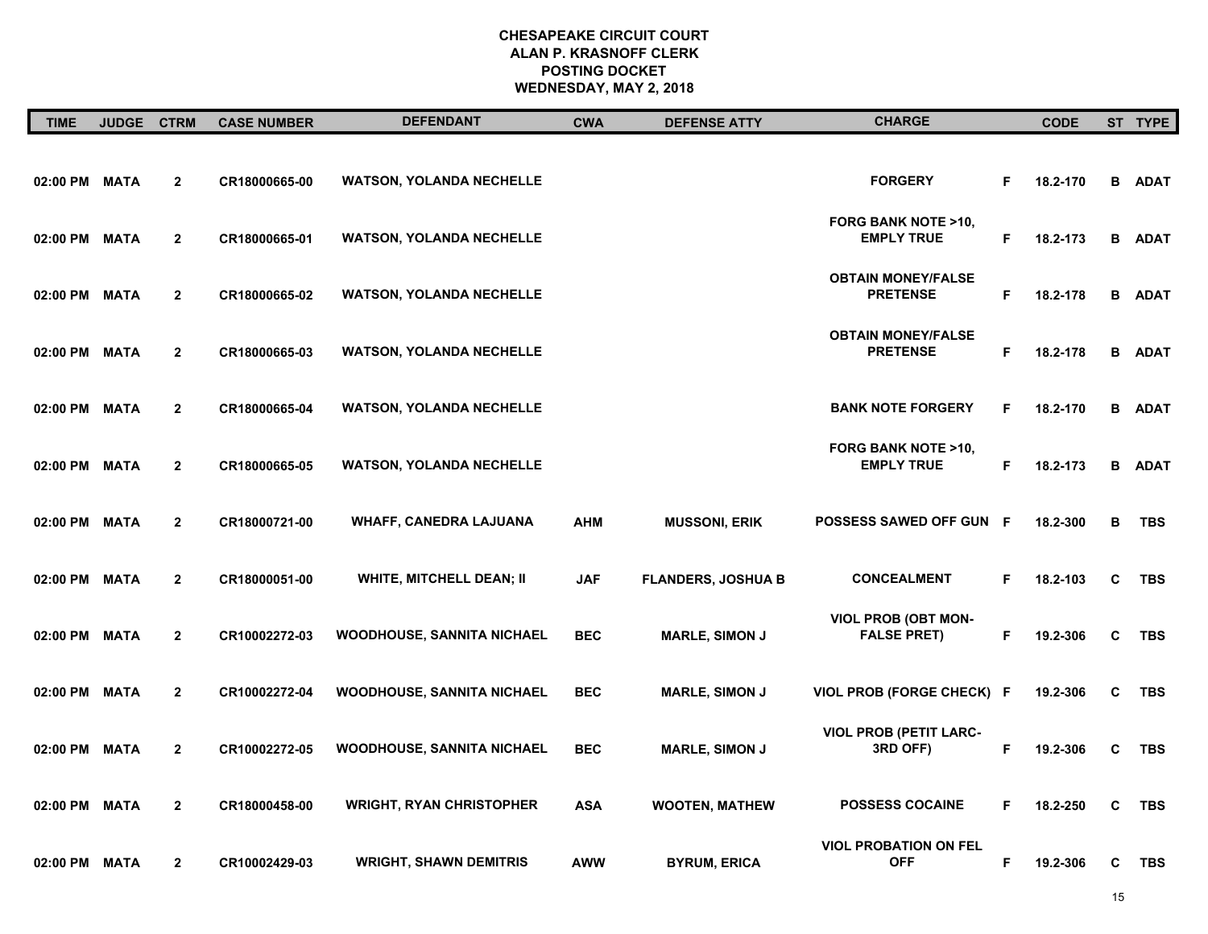# CHESAPEAKE CIRCUIT COURT
## ALAN P. KRASNOFF CLERK
## POSTING DOCKET
## WEDNESDAY, MAY 2, 2018

| TIME | JUDGE | CTRM | CASE NUMBER | DEFENDANT | CWA | DEFENSE ATTY | CHARGE | | CODE | ST | TYPE |
|---|---|---|---|---|---|---|---|---|---|---|---|
| 02:00 PM | MATA | 2 | CR18000665-00 | WATSON, YOLANDA NECHELLE | | | FORGERY | F | 18.2-170 | B | ADAT |
| 02:00 PM | MATA | 2 | CR18000665-01 | WATSON, YOLANDA NECHELLE | | | FORG BANK NOTE >10, EMPLY TRUE | F | 18.2-173 | B | ADAT |
| 02:00 PM | MATA | 2 | CR18000665-02 | WATSON, YOLANDA NECHELLE | | | OBTAIN MONEY/FALSE PRETENSE | F | 18.2-178 | B | ADAT |
| 02:00 PM | MATA | 2 | CR18000665-03 | WATSON, YOLANDA NECHELLE | | | OBTAIN MONEY/FALSE PRETENSE | F | 18.2-178 | B | ADAT |
| 02:00 PM | MATA | 2 | CR18000665-04 | WATSON, YOLANDA NECHELLE | | | BANK NOTE FORGERY | F | 18.2-170 | B | ADAT |
| 02:00 PM | MATA | 2 | CR18000665-05 | WATSON, YOLANDA NECHELLE | | | FORG BANK NOTE >10, EMPLY TRUE | F | 18.2-173 | B | ADAT |
| 02:00 PM | MATA | 2 | CR18000721-00 | WHAFF, CANEDRA LAJUANA | AHM | MUSSONI, ERIK | POSSESS SAWED OFF GUN | F | 18.2-300 | B | TBS |
| 02:00 PM | MATA | 2 | CR18000051-00 | WHITE, MITCHELL DEAN; II | JAF | FLANDERS, JOSHUA B | CONCEALMENT | F | 18.2-103 | C | TBS |
| 02:00 PM | MATA | 2 | CR10002272-03 | WOODHOUSE, SANNITA NICHAEL | BEC | MARLE, SIMON J | VIOL PROB (OBT MON-FALSE PRET) | F | 19.2-306 | C | TBS |
| 02:00 PM | MATA | 2 | CR10002272-04 | WOODHOUSE, SANNITA NICHAEL | BEC | MARLE, SIMON J | VIOL PROB (FORGE CHECK) | F | 19.2-306 | C | TBS |
| 02:00 PM | MATA | 2 | CR10002272-05 | WOODHOUSE, SANNITA NICHAEL | BEC | MARLE, SIMON J | VIOL PROB (PETIT LARC-3RD OFF) | F | 19.2-306 | C | TBS |
| 02:00 PM | MATA | 2 | CR18000458-00 | WRIGHT, RYAN CHRISTOPHER | ASA | WOOTEN, MATHEW | POSSESS COCAINE | F | 18.2-250 | C | TBS |
| 02:00 PM | MATA | 2 | CR10002429-03 | WRIGHT, SHAWN DEMITRIS | AWW | BYRUM, ERICA | VIOL PROBATION ON FEL OFF | F | 19.2-306 | C | TBS |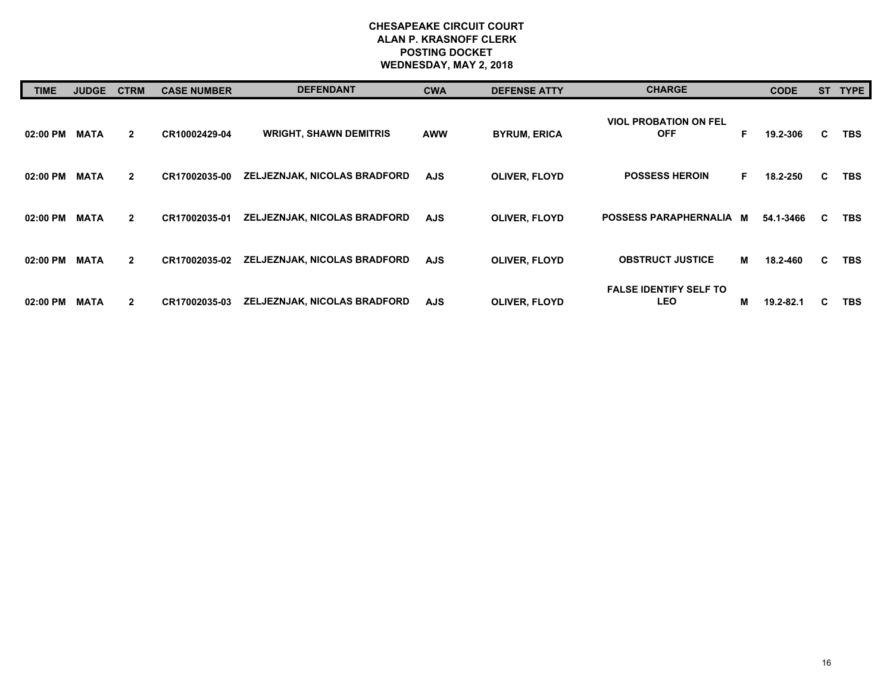**CHESAPEAKE CIRCUIT COURT**
**ALAN P. KRASNOFF CLERK**
**POSTING DOCKET**
**WEDNESDAY, MAY 2, 2018**

| TIME | JUDGE | CTRM | CASE NUMBER | DEFENDANT | CWA | DEFENSE ATTY | CHARGE | | CODE | ST | TYPE |
|---|---|---|---|---|---|---|---|---|---|---|---|
| 02:00 PM | MATA | 2 | CR10002429-04 | WRIGHT, SHAWN DEMITRIS | AWW | BYRUM, ERICA | VIOL PROBATION ON FEL OFF | F | 19.2-306 | C | TBS |
| 02:00 PM | MATA | 2 | CR17002035-00 | ZELJEZNJAK, NICOLAS BRADFORD | AJS | OLIVER, FLOYD | POSSESS HEROIN | F | 18.2-250 | C | TBS |
| 02:00 PM | MATA | 2 | CR17002035-01 | ZELJEZNJAK, NICOLAS BRADFORD | AJS | OLIVER, FLOYD | POSSESS PARAPHERNALIA | M | 54.1-3466 | C | TBS |
| 02:00 PM | MATA | 2 | CR17002035-02 | ZELJEZNJAK, NICOLAS BRADFORD | AJS | OLIVER, FLOYD | OBSTRUCT JUSTICE | M | 18.2-460 | C | TBS |
| 02:00 PM | MATA | 2 | CR17002035-03 | ZELJEZNJAK, NICOLAS BRADFORD | AJS | OLIVER, FLOYD | FALSE IDENTIFY SELF TO LEO | M | 19.2-82.1 | C | TBS |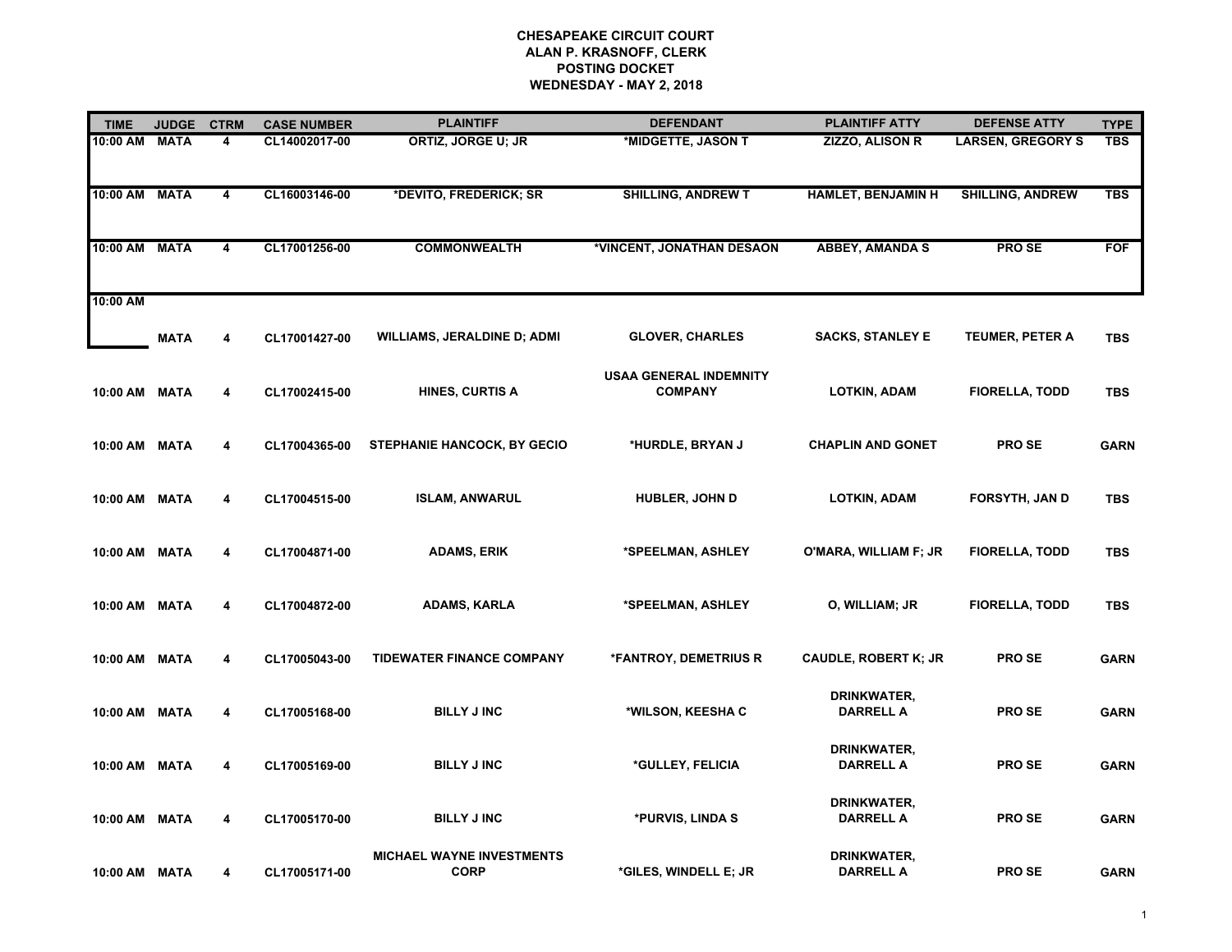**CHESAPEAKE CIRCUIT COURT**
**ALAN P. KRASNOFF, CLERK**
**POSTING DOCKET**
**WEDNESDAY - MAY 2, 2018**

| TIME | JUDGE | CTRM | CASE NUMBER | PLAINTIFF | DEFENDANT | PLAINTIFF ATTY | DEFENSE ATTY | TYPE |
|---|---|---|---|---|---|---|---|---|
| 10:00 AM | MATA | 4 | CL14002017-00 | ORTIZ, JORGE U; JR | *MIDGETTE, JASON T | ZIZZO, ALISON R | LARSEN, GREGORY S | TBS |
| 10:00 AM | MATA | 4 | CL16003146-00 | *DEVITO, FREDERICK; SR | SHILLING, ANDREW T | HAMLET, BENJAMIN H | SHILLING, ANDREW | TBS |
| 10:00 AM | MATA | 4 | CL17001256-00 | COMMONWEALTH | *VINCENT, JONATHAN DESAON | ABBEY, AMANDA S | PRO SE | FOF |
| 10:00 AM | MATA | 4 | CL17001427-00 | WILLIAMS, JERALDINE D; ADMI | GLOVER, CHARLES | SACKS, STANLEY E | TEUMER, PETER A | TBS |
| 10:00 AM | MATA | 4 | CL17002415-00 | HINES, CURTIS A | USAA GENERAL INDEMNITY COMPANY | LOTKIN, ADAM | FIORELLA, TODD | TBS |
| 10:00 AM | MATA | 4 | CL17004365-00 | STEPHANIE HANCOCK, BY GECIO | *HURDLE, BRYAN J | CHAPLIN AND GONET | PRO SE | GARN |
| 10:00 AM | MATA | 4 | CL17004515-00 | ISLAM, ANWARUL | HUBLER, JOHN D | LOTKIN, ADAM | FORSYTH, JAN D | TBS |
| 10:00 AM | MATA | 4 | CL17004871-00 | ADAMS, ERIK | *SPEELMAN, ASHLEY | O'MARA, WILLIAM F; JR | FIORELLA, TODD | TBS |
| 10:00 AM | MATA | 4 | CL17004872-00 | ADAMS, KARLA | *SPEELMAN, ASHLEY | O, WILLIAM; JR | FIORELLA, TODD | TBS |
| 10:00 AM | MATA | 4 | CL17005043-00 | TIDEWATER FINANCE COMPANY | *FANTROY, DEMETRIUS R | CAUDLE, ROBERT K; JR | PRO SE | GARN |
| 10:00 AM | MATA | 4 | CL17005168-00 | BILLY J INC | *WILSON, KEESHA C | DRINKWATER, DARRELL A | PRO SE | GARN |
| 10:00 AM | MATA | 4 | CL17005169-00 | BILLY J INC | *GULLEY, FELICIA | DRINKWATER, DARRELL A | PRO SE | GARN |
| 10:00 AM | MATA | 4 | CL17005170-00 | BILLY J INC | *PURVIS, LINDA S | DRINKWATER, DARRELL A | PRO SE | GARN |
| 10:00 AM | MATA | 4 | CL17005171-00 | MICHAEL WAYNE INVESTMENTS CORP | *GILES, WINDELL E; JR | DRINKWATER, DARRELL A | PRO SE | GARN |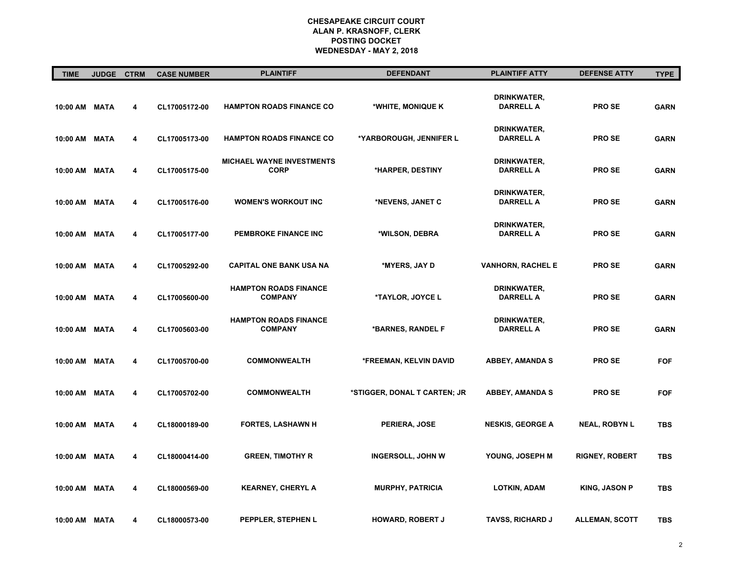**CHESAPEAKE CIRCUIT COURT**
**ALAN P. KRASNOFF, CLERK**
**POSTING DOCKET**
**WEDNESDAY - MAY 2, 2018**

| TIME | JUDGE | CTRM | CASE NUMBER | PLAINTIFF | DEFENDANT | PLAINTIFF ATTY | DEFENSE ATTY | TYPE |
|---|---|---|---|---|---|---|---|---|
| 10:00 AM | MATA | 4 | CL17005172-00 | HAMPTON ROADS FINANCE CO | *WHITE, MONIQUE K | DRINKWATER, DARRELL A | PRO SE | GARN |
| 10:00 AM | MATA | 4 | CL17005173-00 | HAMPTON ROADS FINANCE CO | *YARBOROUGH, JENNIFER L | DRINKWATER, DARRELL A | PRO SE | GARN |
| 10:00 AM | MATA | 4 | CL17005175-00 | MICHAEL WAYNE INVESTMENTS CORP | *HARPER, DESTINY | DRINKWATER, DARRELL A | PRO SE | GARN |
| 10:00 AM | MATA | 4 | CL17005176-00 | WOMEN'S WORKOUT INC | *NEVENS, JANET C | DRINKWATER, DARRELL A | PRO SE | GARN |
| 10:00 AM | MATA | 4 | CL17005177-00 | PEMBROKE FINANCE INC | *WILSON, DEBRA | DRINKWATER, DARRELL A | PRO SE | GARN |
| 10:00 AM | MATA | 4 | CL17005292-00 | CAPITAL ONE BANK USA NA | *MYERS, JAY D | VANHORN, RACHEL E | PRO SE | GARN |
| 10:00 AM | MATA | 4 | CL17005600-00 | HAMPTON ROADS FINANCE COMPANY | *TAYLOR, JOYCE L | DRINKWATER, DARRELL A | PRO SE | GARN |
| 10:00 AM | MATA | 4 | CL17005603-00 | HAMPTON ROADS FINANCE COMPANY | *BARNES, RANDEL F | DRINKWATER, DARRELL A | PRO SE | GARN |
| 10:00 AM | MATA | 4 | CL17005700-00 | COMMONWEALTH | *FREEMAN, KELVIN DAVID | ABBEY, AMANDA S | PRO SE | FOF |
| 10:00 AM | MATA | 4 | CL17005702-00 | COMMONWEALTH | *STIGGER, DONAL T CARTEN; JR | ABBEY, AMANDA S | PRO SE | FOF |
| 10:00 AM | MATA | 4 | CL18000189-00 | FORTES, LASHAWN H | PERIERA, JOSE | NESKIS, GEORGE A | NEAL, ROBYN L | TBS |
| 10:00 AM | MATA | 4 | CL18000414-00 | GREEN, TIMOTHY R | INGERSOLL, JOHN W | YOUNG, JOSEPH M | RIGNEY, ROBERT | TBS |
| 10:00 AM | MATA | 4 | CL18000569-00 | KEARNEY, CHERYL A | MURPHY, PATRICIA | LOTKIN, ADAM | KING, JASON P | TBS |
| 10:00 AM | MATA | 4 | CL18000573-00 | PEPPLER, STEPHEN L | HOWARD, ROBERT J | TAVSS, RICHARD J | ALLEMAN, SCOTT | TBS |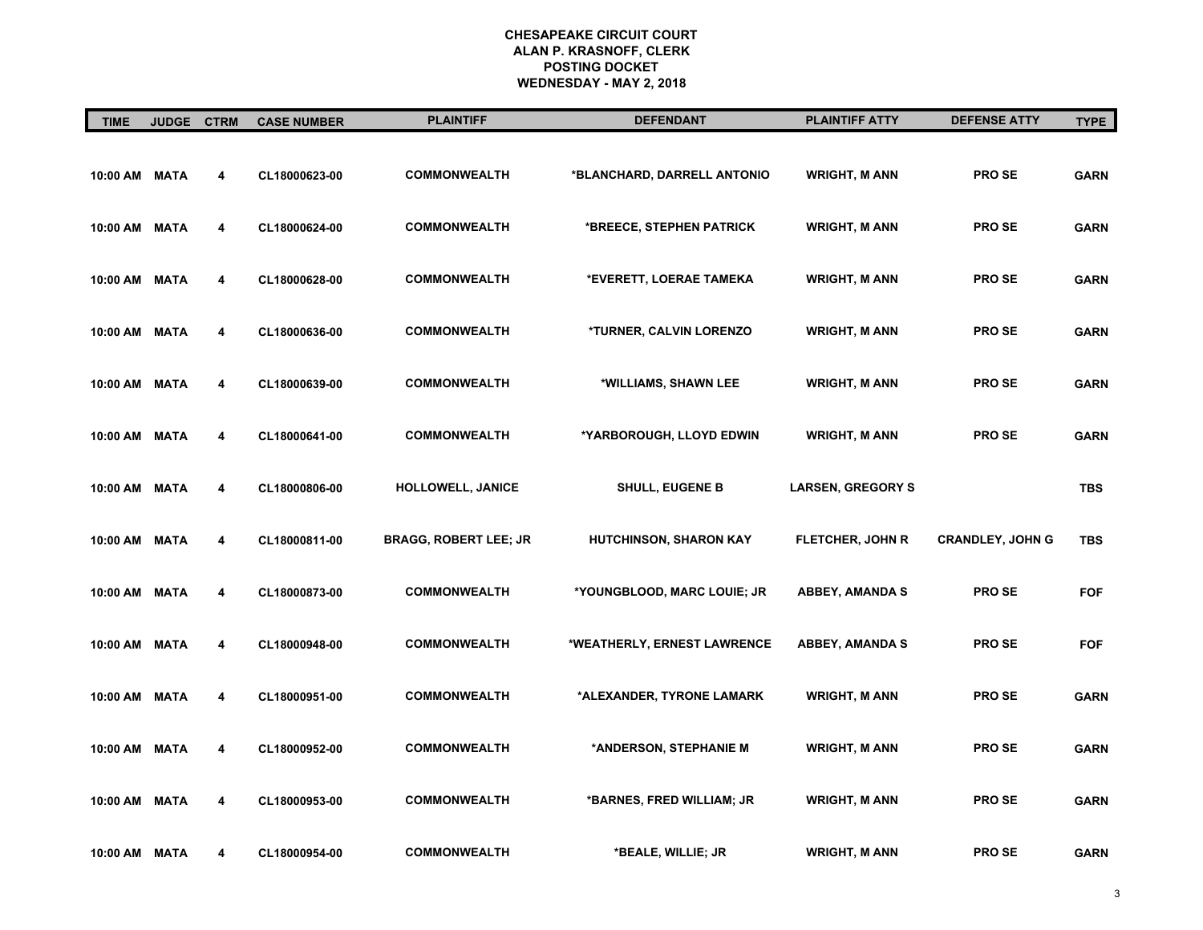# CHESAPEAKE CIRCUIT COURT
## ALAN P. KRASNOFF, CLERK
## POSTING DOCKET
## WEDNESDAY - MAY 2, 2018

| TIME | JUDGE | CTRM | CASE NUMBER | PLAINTIFF | DEFENDANT | PLAINTIFF ATTY | DEFENSE ATTY | TYPE |
|---|---|---|---|---|---|---|---|---|
| 10:00 AM | MATA | 4 | CL18000623-00 | COMMONWEALTH | *BLANCHARD, DARRELL ANTONIO | WRIGHT, M ANN | PRO SE | GARN |
| 10:00 AM | MATA | 4 | CL18000624-00 | COMMONWEALTH | *BREECE, STEPHEN PATRICK | WRIGHT, M ANN | PRO SE | GARN |
| 10:00 AM | MATA | 4 | CL18000628-00 | COMMONWEALTH | *EVERETT, LOERAE TAMEKA | WRIGHT, M ANN | PRO SE | GARN |
| 10:00 AM | MATA | 4 | CL18000636-00 | COMMONWEALTH | *TURNER, CALVIN LORENZO | WRIGHT, M ANN | PRO SE | GARN |
| 10:00 AM | MATA | 4 | CL18000639-00 | COMMONWEALTH | *WILLIAMS, SHAWN LEE | WRIGHT, M ANN | PRO SE | GARN |
| 10:00 AM | MATA | 4 | CL18000641-00 | COMMONWEALTH | *YARBOROUGH, LLOYD EDWIN | WRIGHT, M ANN | PRO SE | GARN |
| 10:00 AM | MATA | 4 | CL18000806-00 | HOLLOWELL, JANICE | SHULL, EUGENE B | LARSEN, GREGORY S | | TBS |
| 10:00 AM | MATA | 4 | CL18000811-00 | BRAGG, ROBERT LEE; JR | HUTCHINSON, SHARON KAY | FLETCHER, JOHN R | CRANDLEY, JOHN G | TBS |
| 10:00 AM | MATA | 4 | CL18000873-00 | COMMONWEALTH | *YOUNGBLOOD, MARC LOUIE; JR | ABBEY, AMANDA S | PRO SE | FOF |
| 10:00 AM | MATA | 4 | CL18000948-00 | COMMONWEALTH | *WEATHERLY, ERNEST LAWRENCE | ABBEY, AMANDA S | PRO SE | FOF |
| 10:00 AM | MATA | 4 | CL18000951-00 | COMMONWEALTH | *ALEXANDER, TYRONE LAMARK | WRIGHT, M ANN | PRO SE | GARN |
| 10:00 AM | MATA | 4 | CL18000952-00 | COMMONWEALTH | *ANDERSON, STEPHANIE M | WRIGHT, M ANN | PRO SE | GARN |
| 10:00 AM | MATA | 4 | CL18000953-00 | COMMONWEALTH | *BARNES, FRED WILLIAM; JR | WRIGHT, M ANN | PRO SE | GARN |
| 10:00 AM | MATA | 4 | CL18000954-00 | COMMONWEALTH | *BEALE, WILLIE; JR | WRIGHT, M ANN | PRO SE | GARN |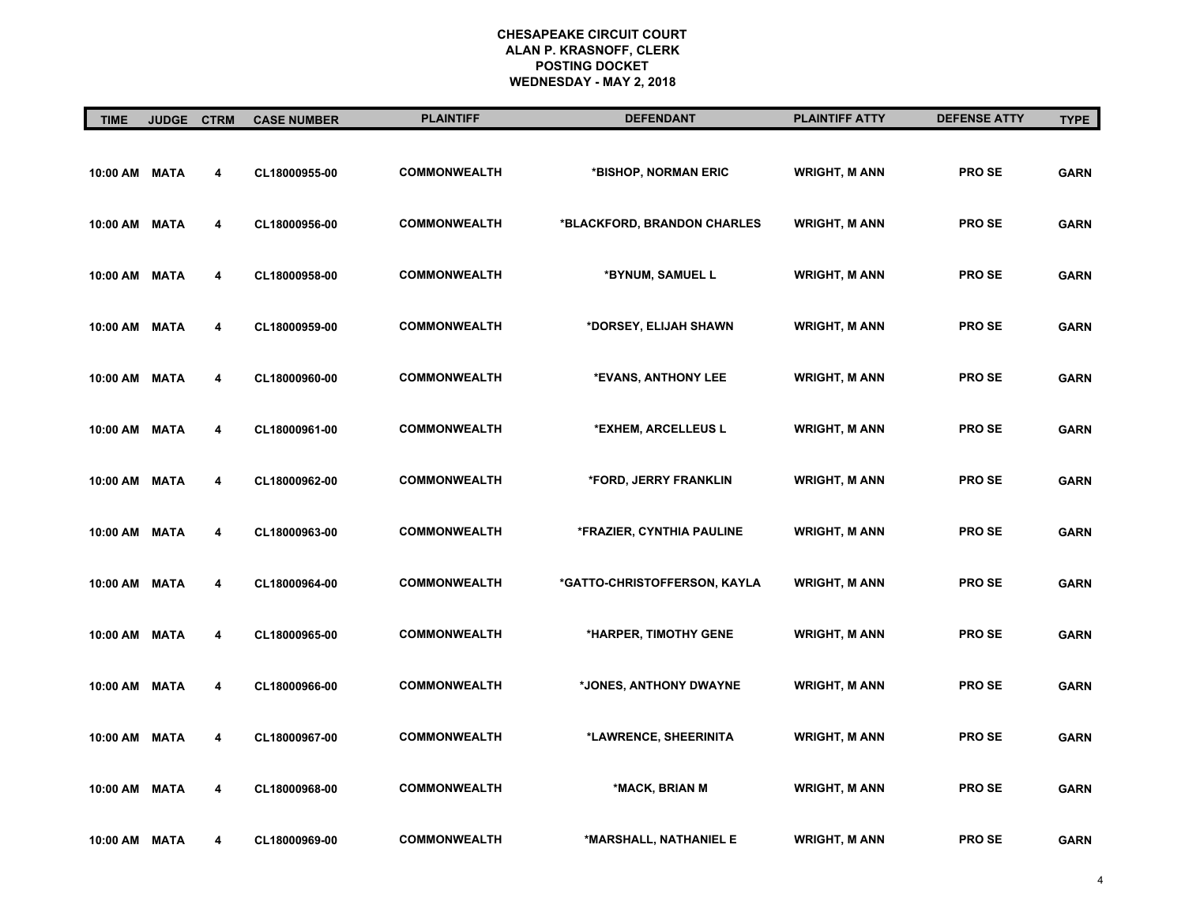**CHESAPEAKE CIRCUIT COURT**
**ALAN P. KRASNOFF, CLERK**
**POSTING DOCKET**
**WEDNESDAY - MAY 2, 2018**

| TIME | JUDGE | CTRM | CASE NUMBER | PLAINTIFF | DEFENDANT | PLAINTIFF ATTY | DEFENSE ATTY | TYPE |
|---|---|---|---|---|---|---|---|---|
| 10:00 AM | MATA | 4 | CL18000955-00 | COMMONWEALTH | *BISHOP, NORMAN ERIC | WRIGHT, M ANN | PRO SE | GARN |
| 10:00 AM | MATA | 4 | CL18000956-00 | COMMONWEALTH | *BLACKFORD, BRANDON CHARLES | WRIGHT, M ANN | PRO SE | GARN |
| 10:00 AM | MATA | 4 | CL18000958-00 | COMMONWEALTH | *BYNUM, SAMUEL L | WRIGHT, M ANN | PRO SE | GARN |
| 10:00 AM | MATA | 4 | CL18000959-00 | COMMONWEALTH | *DORSEY, ELIJAH SHAWN | WRIGHT, M ANN | PRO SE | GARN |
| 10:00 AM | MATA | 4 | CL18000960-00 | COMMONWEALTH | *EVANS, ANTHONY LEE | WRIGHT, M ANN | PRO SE | GARN |
| 10:00 AM | MATA | 4 | CL18000961-00 | COMMONWEALTH | *EXHEM, ARCELLEUS L | WRIGHT, M ANN | PRO SE | GARN |
| 10:00 AM | MATA | 4 | CL18000962-00 | COMMONWEALTH | *FORD, JERRY FRANKLIN | WRIGHT, M ANN | PRO SE | GARN |
| 10:00 AM | MATA | 4 | CL18000963-00 | COMMONWEALTH | *FRAZIER, CYNTHIA PAULINE | WRIGHT, M ANN | PRO SE | GARN |
| 10:00 AM | MATA | 4 | CL18000964-00 | COMMONWEALTH | *GATTO-CHRISTOFFERSON, KAYLA | WRIGHT, M ANN | PRO SE | GARN |
| 10:00 AM | MATA | 4 | CL18000965-00 | COMMONWEALTH | *HARPER, TIMOTHY GENE | WRIGHT, M ANN | PRO SE | GARN |
| 10:00 AM | MATA | 4 | CL18000966-00 | COMMONWEALTH | *JONES, ANTHONY DWAYNE | WRIGHT, M ANN | PRO SE | GARN |
| 10:00 AM | MATA | 4 | CL18000967-00 | COMMONWEALTH | *LAWRENCE, SHEERINITA | WRIGHT, M ANN | PRO SE | GARN |
| 10:00 AM | MATA | 4 | CL18000968-00 | COMMONWEALTH | *MACK, BRIAN M | WRIGHT, M ANN | PRO SE | GARN |
| 10:00 AM | MATA | 4 | CL18000969-00 | COMMONWEALTH | *MARSHALL, NATHANIEL E | WRIGHT, M ANN | PRO SE | GARN |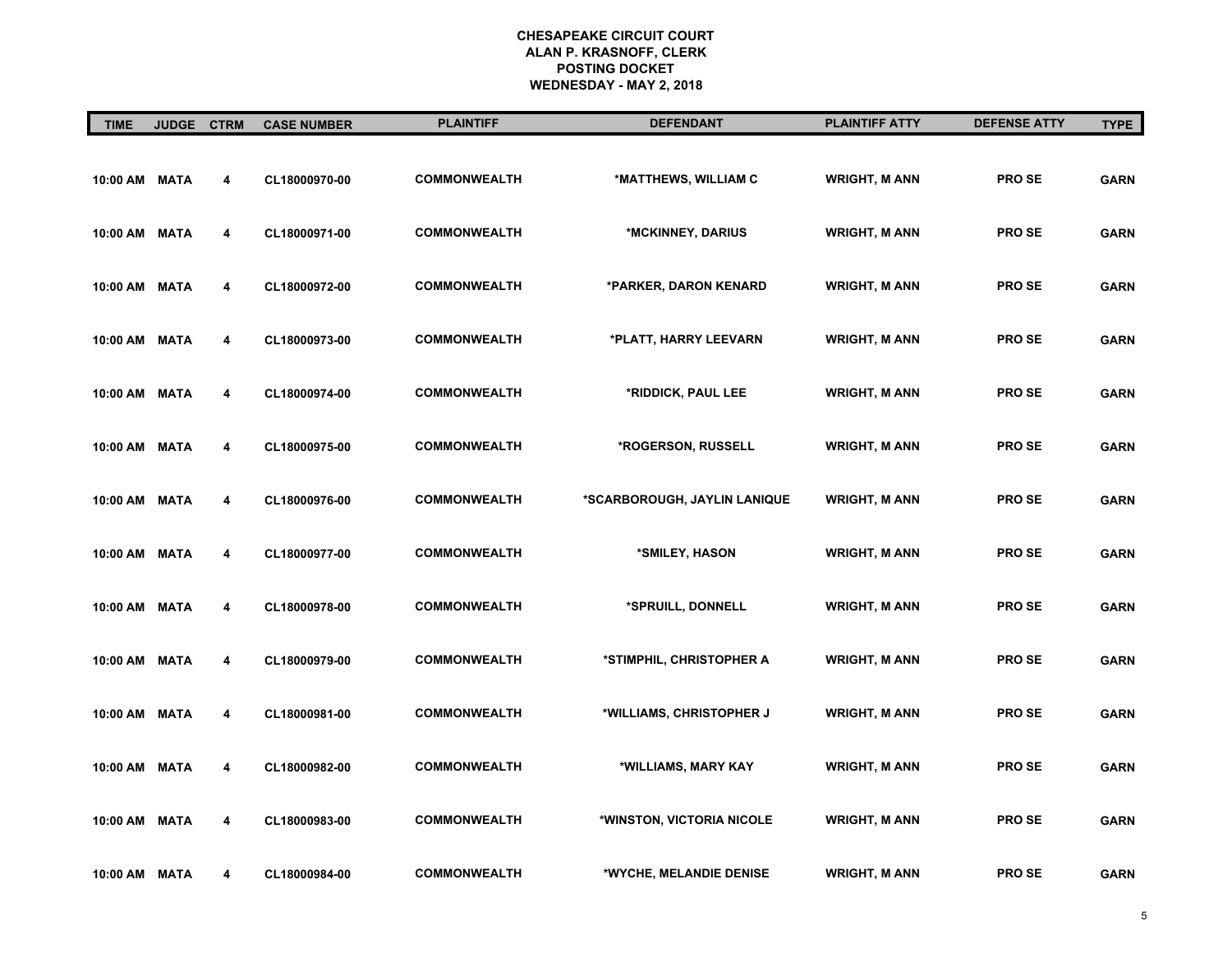**CHESAPEAKE CIRCUIT COURT**
**ALAN P. KRASNOFF, CLERK**
**POSTING DOCKET**
**WEDNESDAY - MAY 2, 2018**

| TIME | JUDGE | CTRM | CASE NUMBER | PLAINTIFF | DEFENDANT | PLAINTIFF ATTY | DEFENSE ATTY | TYPE |
|---|---|---|---|---|---|---|---|---|
| 10:00 AM | MATA | 4 | CL18000970-00 | COMMONWEALTH | *MATTHEWS, WILLIAM C | WRIGHT, M ANN | PRO SE | GARN |
| 10:00 AM | MATA | 4 | CL18000971-00 | COMMONWEALTH | *MCKINNEY, DARIUS | WRIGHT, M ANN | PRO SE | GARN |
| 10:00 AM | MATA | 4 | CL18000972-00 | COMMONWEALTH | *PARKER, DARON KENARD | WRIGHT, M ANN | PRO SE | GARN |
| 10:00 AM | MATA | 4 | CL18000973-00 | COMMONWEALTH | *PLATT, HARRY LEEVARN | WRIGHT, M ANN | PRO SE | GARN |
| 10:00 AM | MATA | 4 | CL18000974-00 | COMMONWEALTH | *RIDDICK, PAUL LEE | WRIGHT, M ANN | PRO SE | GARN |
| 10:00 AM | MATA | 4 | CL18000975-00 | COMMONWEALTH | *ROGERSON, RUSSELL | WRIGHT, M ANN | PRO SE | GARN |
| 10:00 AM | MATA | 4 | CL18000976-00 | COMMONWEALTH | *SCARBOROUGH, JAYLIN LANIQUE | WRIGHT, M ANN | PRO SE | GARN |
| 10:00 AM | MATA | 4 | CL18000977-00 | COMMONWEALTH | *SMILEY, HASON | WRIGHT, M ANN | PRO SE | GARN |
| 10:00 AM | MATA | 4 | CL18000978-00 | COMMONWEALTH | *SPRUILL, DONNELL | WRIGHT, M ANN | PRO SE | GARN |
| 10:00 AM | MATA | 4 | CL18000979-00 | COMMONWEALTH | *STIMPHIL, CHRISTOPHER A | WRIGHT, M ANN | PRO SE | GARN |
| 10:00 AM | MATA | 4 | CL18000981-00 | COMMONWEALTH | *WILLIAMS, CHRISTOPHER J | WRIGHT, M ANN | PRO SE | GARN |
| 10:00 AM | MATA | 4 | CL18000982-00 | COMMONWEALTH | *WILLIAMS, MARY KAY | WRIGHT, M ANN | PRO SE | GARN |
| 10:00 AM | MATA | 4 | CL18000983-00 | COMMONWEALTH | *WINSTON, VICTORIA NICOLE | WRIGHT, M ANN | PRO SE | GARN |
| 10:00 AM | MATA | 4 | CL18000984-00 | COMMONWEALTH | *WYCHE, MELANDIE DENISE | WRIGHT, M ANN | PRO SE | GARN |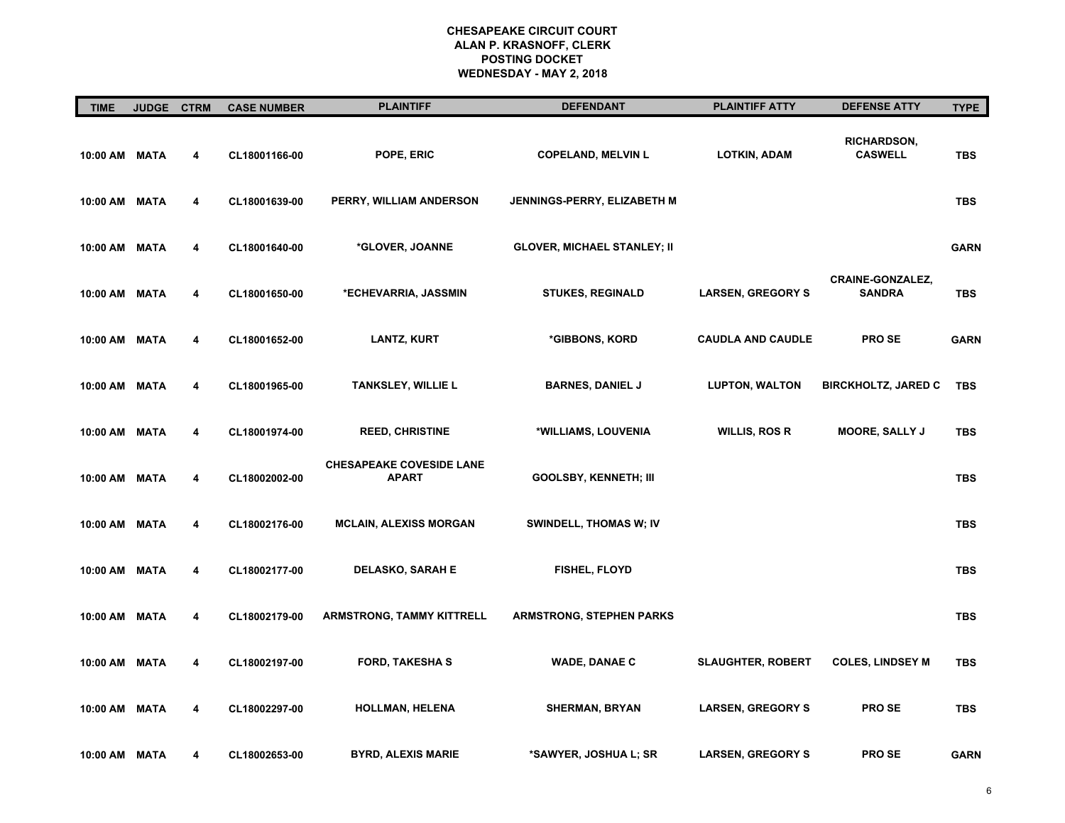**CHESAPEAKE CIRCUIT COURT**
**ALAN P. KRASNOFF, CLERK**
**POSTING DOCKET**
**WEDNESDAY - MAY 2, 2018**

| TIME | JUDGE | CTRM | CASE NUMBER | PLAINTIFF | DEFENDANT | PLAINTIFF ATTY | DEFENSE ATTY | TYPE |
|---|---|---|---|---|---|---|---|---|
| 10:00 AM | MATA | 4 | CL18001166-00 | POPE, ERIC | COPELAND, MELVIN L | LOTKIN, ADAM | RICHARDSON, CASWELL | TBS |
| 10:00 AM | MATA | 4 | CL18001639-00 | PERRY, WILLIAM ANDERSON | JENNINGS-PERRY, ELIZABETH M | | | TBS |
| 10:00 AM | MATA | 4 | CL18001640-00 | *GLOVER, JOANNE | GLOVER, MICHAEL STANLEY; II | | | GARN |
| 10:00 AM | MATA | 4 | CL18001650-00 | *ECHEVARRIA, JASSMIN | STUKES, REGINALD | LARSEN, GREGORY S | CRAINE-GONZALEZ, SANDRA | TBS |
| 10:00 AM | MATA | 4 | CL18001652-00 | LANTZ, KURT | *GIBBONS, KORD | CAUDLA AND CAUDLE | PRO SE | GARN |
| 10:00 AM | MATA | 4 | CL18001965-00 | TANKSLEY, WILLIE L | BARNES, DANIEL J | LUPTON, WALTON | BIRCKHOLTZ, JARED C | TBS |
| 10:00 AM | MATA | 4 | CL18001974-00 | REED, CHRISTINE | *WILLIAMS, LOUVENIA | WILLIS, ROS R | MOORE, SALLY J | TBS |
| 10:00 AM | MATA | 4 | CL18002002-00 | CHESAPEAKE COVESIDE LANE APART | GOOLSBY, KENNETH; III | | | TBS |
| 10:00 AM | MATA | 4 | CL18002176-00 | MCLAIN, ALEXISS MORGAN | SWINDELL, THOMAS W; IV | | | TBS |
| 10:00 AM | MATA | 4 | CL18002177-00 | DELASKO, SARAH E | FISHEL, FLOYD | | | TBS |
| 10:00 AM | MATA | 4 | CL18002179-00 | ARMSTRONG, TAMMY KITTRELL | ARMSTRONG, STEPHEN PARKS | | | TBS |
| 10:00 AM | MATA | 4 | CL18002197-00 | FORD, TAKESHA S | WADE, DANAE C | SLAUGHTER, ROBERT | COLES, LINDSEY M | TBS |
| 10:00 AM | MATA | 4 | CL18002297-00 | HOLLMAN, HELENA | SHERMAN, BRYAN | LARSEN, GREGORY S | PRO SE | TBS |
| 10:00 AM | MATA | 4 | CL18002653-00 | BYRD, ALEXIS MARIE | *SAWYER, JOSHUA L; SR | LARSEN, GREGORY S | PRO SE | GARN |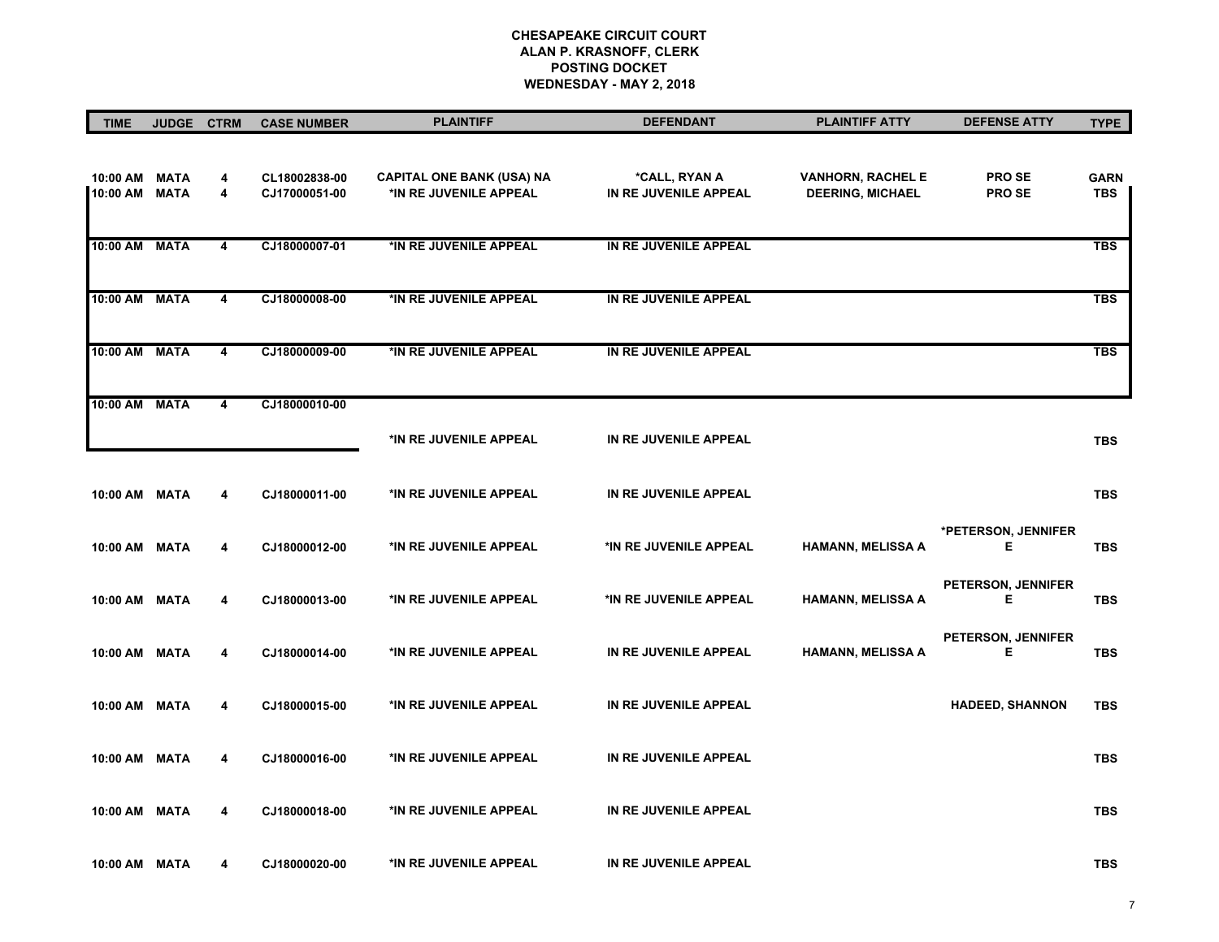**CHESAPEAKE CIRCUIT COURT**
**ALAN P. KRASNOFF, CLERK**
**POSTING DOCKET**
**WEDNESDAY - MAY 2, 2018**

| TIME | JUDGE | CTRM | CASE NUMBER | PLAINTIFF | DEFENDANT | PLAINTIFF ATTY | DEFENSE ATTY | TYPE |
|---|---|---|---|---|---|---|---|---|
| 10:00 AM | MATA | 4 | CL18002838-00 | CAPITAL ONE BANK (USA) NA | *CALL, RYAN A | VANHORN, RACHEL E | PRO SE | GARN |
| 10:00 AM | MATA | 4 | CJ17000051-00 | *IN RE JUVENILE APPEAL | IN RE JUVENILE APPEAL | DEERING, MICHAEL | PRO SE | TBS |
| 10:00 AM | MATA | 4 | CJ18000007-01 | *IN RE JUVENILE APPEAL | IN RE JUVENILE APPEAL | | | TBS |
| 10:00 AM | MATA | 4 | CJ18000008-00 | *IN RE JUVENILE APPEAL | IN RE JUVENILE APPEAL | | | TBS |
| 10:00 AM | MATA | 4 | CJ18000009-00 | *IN RE JUVENILE APPEAL | IN RE JUVENILE APPEAL | | | TBS |
| 10:00 AM | MATA | 4 | CJ18000010-00 | *IN RE JUVENILE APPEAL | IN RE JUVENILE APPEAL | | | TBS |
| 10:00 AM | MATA | 4 | CJ18000011-00 | *IN RE JUVENILE APPEAL | IN RE JUVENILE APPEAL | | | TBS |
| 10:00 AM | MATA | 4 | CJ18000012-00 | *IN RE JUVENILE APPEAL | *IN RE JUVENILE APPEAL | HAMANN, MELISSA A | *PETERSON, JENNIFER E | TBS |
| 10:00 AM | MATA | 4 | CJ18000013-00 | *IN RE JUVENILE APPEAL | *IN RE JUVENILE APPEAL | HAMANN, MELISSA A | PETERSON, JENNIFER E | TBS |
| 10:00 AM | MATA | 4 | CJ18000014-00 | *IN RE JUVENILE APPEAL | IN RE JUVENILE APPEAL | HAMANN, MELISSA A | PETERSON, JENNIFER E | TBS |
| 10:00 AM | MATA | 4 | CJ18000015-00 | *IN RE JUVENILE APPEAL | IN RE JUVENILE APPEAL | | HADEED, SHANNON | TBS |
| 10:00 AM | MATA | 4 | CJ18000016-00 | *IN RE JUVENILE APPEAL | IN RE JUVENILE APPEAL | | | TBS |
| 10:00 AM | MATA | 4 | CJ18000018-00 | *IN RE JUVENILE APPEAL | IN RE JUVENILE APPEAL | | | TBS |
| 10:00 AM | MATA | 4 | CJ18000020-00 | *IN RE JUVENILE APPEAL | IN RE JUVENILE APPEAL | | | TBS |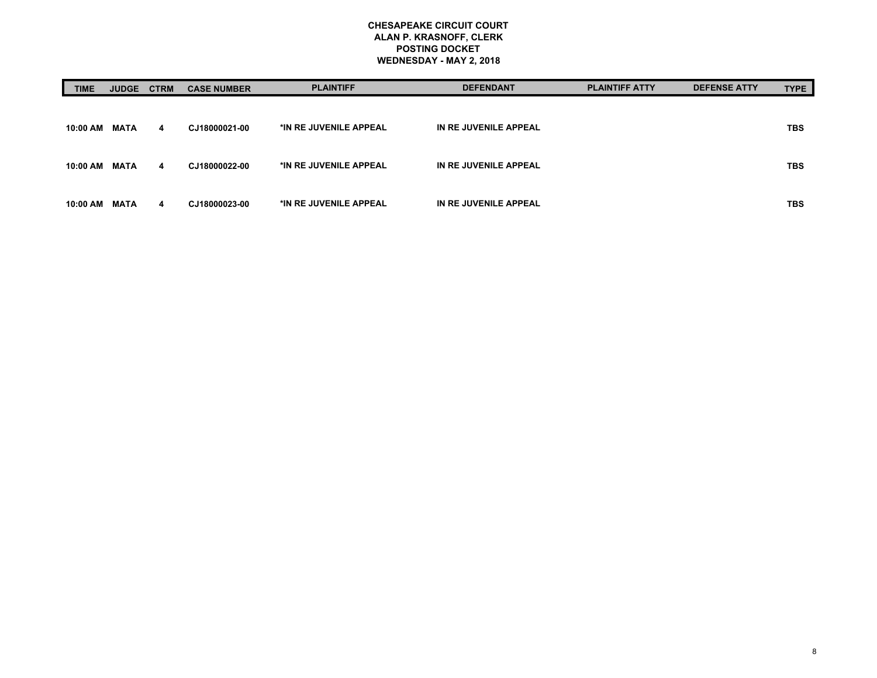**CHESAPEAKE CIRCUIT COURT**
**ALAN P. KRASNOFF, CLERK**
**POSTING DOCKET**
**WEDNESDAY - MAY 2, 2018**

| TIME | JUDGE | CTRM | CASE NUMBER | PLAINTIFF | DEFENDANT | PLAINTIFF ATTY | DEFENSE ATTY | TYPE |
|---|---|---|---|---|---|---|---|---|
| 10:00 AM | MATA | 4 | CJ18000021-00 | *IN RE JUVENILE APPEAL | IN RE JUVENILE APPEAL | | | TBS |
| 10:00 AM | MATA | 4 | CJ18000022-00 | *IN RE JUVENILE APPEAL | IN RE JUVENILE APPEAL | | | TBS |
| 10:00 AM | MATA | 4 | CJ18000023-00 | *IN RE JUVENILE APPEAL | IN RE JUVENILE APPEAL | | | TBS |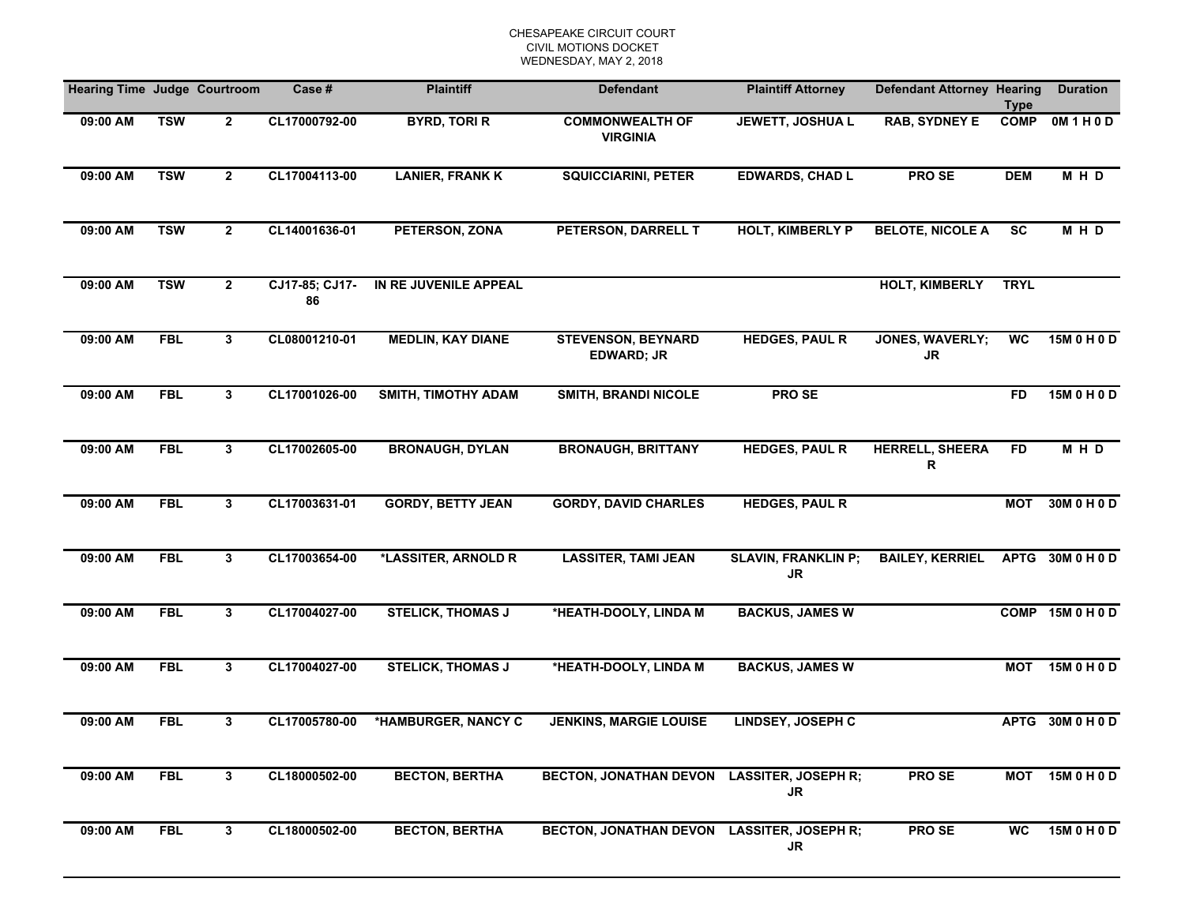CHESAPEAKE CIRCUIT COURT
CIVIL MOTIONS DOCKET
WEDNESDAY, MAY 2, 2018

| Hearing Time | Judge | Courtroom | Case # | Plaintiff | Defendant | Plaintiff Attorney | Defendant Attorney | Hearing Type | Duration |
|---|---|---|---|---|---|---|---|---|---|
| 09:00 AM | TSW | 2 | CL17000792-00 | BYRD, TORI R | COMMONWEALTH OF VIRGINIA | JEWETT, JOSHUA L | RAB, SYDNEY E | COMP | 0M 1 H 0 D |
| 09:00 AM | TSW | 2 | CL17004113-00 | LANIER, FRANK K | SQUICCIARINI, PETER | EDWARDS, CHAD L | PRO SE | DEM | M H D |
| 09:00 AM | TSW | 2 | CL14001636-01 | PETERSON, ZONA | PETERSON, DARRELL T | HOLT, KIMBERLY P | BELOTE, NICOLE A | SC | M H D |
| 09:00 AM | TSW | 2 | CJ17-85; CJ17-86 | IN RE JUVENILE APPEAL | | | HOLT, KIMBERLY | TRYL | |
| 09:00 AM | FBL | 3 | CL08001210-01 | MEDLIN, KAY DIANE | STEVENSON, BEYNARD EDWARD; JR | HEDGES, PAUL R | JONES, WAVERLY; JR | WC | 15M 0 H 0 D |
| 09:00 AM | FBL | 3 | CL17001026-00 | SMITH, TIMOTHY ADAM | SMITH, BRANDI NICOLE | PRO SE | | FD | 15M 0 H 0 D |
| 09:00 AM | FBL | 3 | CL17002605-00 | BRONAUGH, DYLAN | BRONAUGH, BRITTANY | HEDGES, PAUL R | HERRELL, SHEERA R | FD | M H D |
| 09:00 AM | FBL | 3 | CL17003631-01 | GORDY, BETTY JEAN | GORDY, DAVID CHARLES | HEDGES, PAUL R | | MOT | 30M 0 H 0 D |
| 09:00 AM | FBL | 3 | CL17003654-00 | *LASSITER, ARNOLD R | LASSITER, TAMI JEAN | SLAVIN, FRANKLIN P; JR | BAILEY, KERRIEL | APTG | 30M 0 H 0 D |
| 09:00 AM | FBL | 3 | CL17004027-00 | STELICK, THOMAS J | *HEATH-DOOLY, LINDA M | BACKUS, JAMES W | | COMP | 15M 0 H 0 D |
| 09:00 AM | FBL | 3 | CL17004027-00 | STELICK, THOMAS J | *HEATH-DOOLY, LINDA M | BACKUS, JAMES W | | MOT | 15M 0 H 0 D |
| 09:00 AM | FBL | 3 | CL17005780-00 | *HAMBURGER, NANCY C | JENKINS, MARGIE LOUISE | LINDSEY, JOSEPH C | | APTG | 30M 0 H 0 D |
| 09:00 AM | FBL | 3 | CL18000502-00 | BECTON, BERTHA | BECTON, JONATHAN DEVON | LASSITER, JOSEPH R; JR | PRO SE | MOT | 15M 0 H 0 D |
| 09:00 AM | FBL | 3 | CL18000502-00 | BECTON, BERTHA | BECTON, JONATHAN DEVON | LASSITER, JOSEPH R; JR | PRO SE | WC | 15M 0 H 0 D |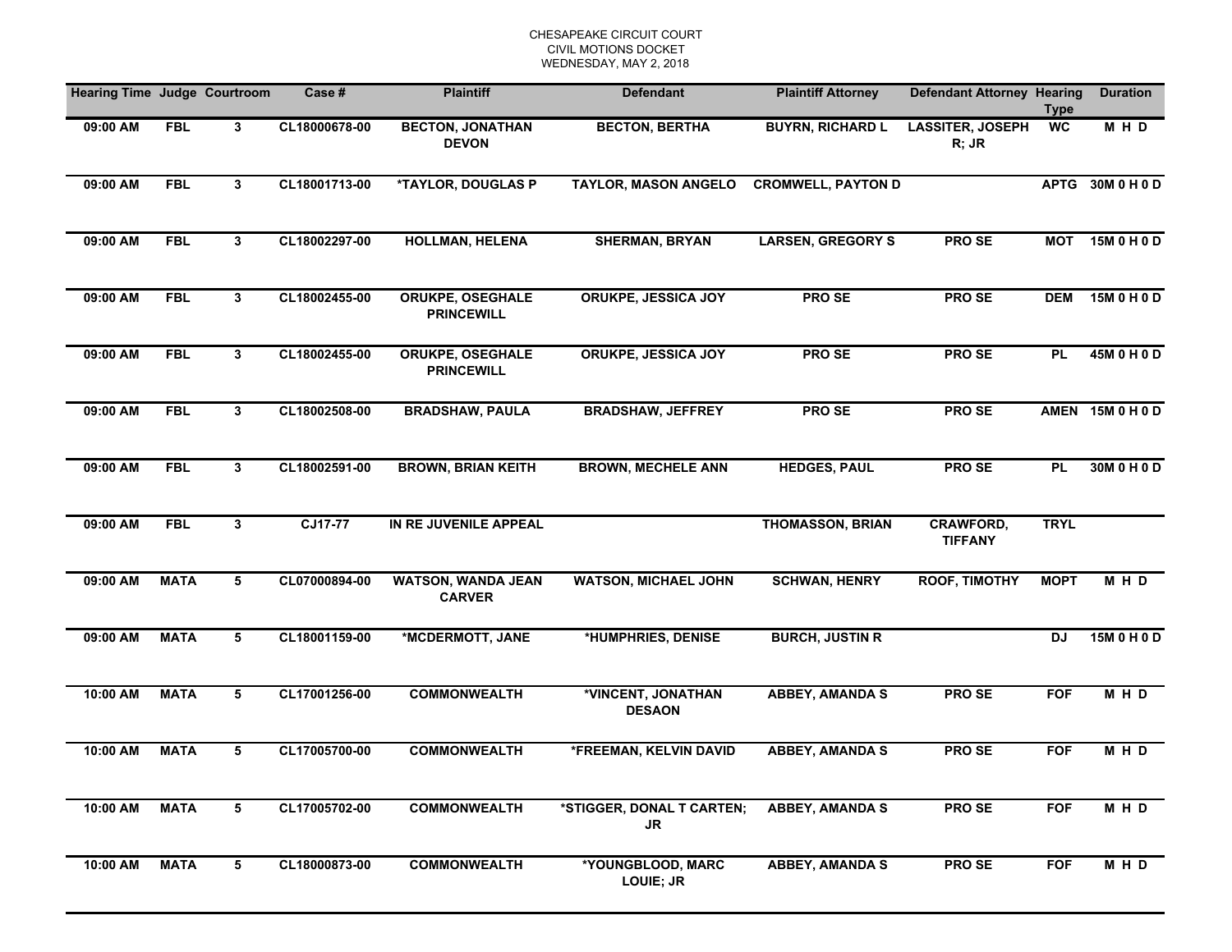CHESAPEAKE CIRCUIT COURT
CIVIL MOTIONS DOCKET
WEDNESDAY, MAY 2, 2018

| Hearing Time | Judge | Courtroom | Case # | Plaintiff | Defendant | Plaintiff Attorney | Defendant Attorney | Hearing Type | Duration |
|---|---|---|---|---|---|---|---|---|---|
| 09:00 AM | FBL | 3 | CL18000678-00 | BECTON, JONATHAN DEVON | BECTON, BERTHA | BUYRN, RICHARD L | LASSITER, JOSEPH R; JR | WC | M H D |
| 09:00 AM | FBL | 3 | CL18001713-00 | *TAYLOR, DOUGLAS P | TAYLOR, MASON ANGELO | CROMWELL, PAYTON D | | APTG | 30M 0 H 0 D |
| 09:00 AM | FBL | 3 | CL18002297-00 | HOLLMAN, HELENA | SHERMAN, BRYAN | LARSEN, GREGORY S | PRO SE | MOT | 15M 0 H 0 D |
| 09:00 AM | FBL | 3 | CL18002455-00 | ORUKPE, OSEGHALE PRINCEWILL | ORUKPE, JESSICA JOY | PRO SE | PRO SE | DEM | 15M 0 H 0 D |
| 09:00 AM | FBL | 3 | CL18002455-00 | ORUKPE, OSEGHALE PRINCEWILL | ORUKPE, JESSICA JOY | PRO SE | PRO SE | PL | 45M 0 H 0 D |
| 09:00 AM | FBL | 3 | CL18002508-00 | BRADSHAW, PAULA | BRADSHAW, JEFFREY | PRO SE | PRO SE | AMEN | 15M 0 H 0 D |
| 09:00 AM | FBL | 3 | CL18002591-00 | BROWN, BRIAN KEITH | BROWN, MECHELE ANN | HEDGES, PAUL | PRO SE | PL | 30M 0 H 0 D |
| 09:00 AM | FBL | 3 | CJ17-77 | IN RE JUVENILE APPEAL | | THOMASSON, BRIAN | CRAWFORD, TIFFANY | TRYL | |
| 09:00 AM | MATA | 5 | CL07000894-00 | WATSON, WANDA JEAN CARVER | WATSON, MICHAEL JOHN | SCHWAN, HENRY | ROOF, TIMOTHY | MOPT | M H D |
| 09:00 AM | MATA | 5 | CL18001159-00 | *MCDERMOTT, JANE | *HUMPHRIES, DENISE | BURCH, JUSTIN R | | DJ | 15M 0 H 0 D |
| 10:00 AM | MATA | 5 | CL17001256-00 | COMMONWEALTH | *VINCENT, JONATHAN DESAON | ABBEY, AMANDA S | PRO SE | FOF | M H D |
| 10:00 AM | MATA | 5 | CL17005700-00 | COMMONWEALTH | *FREEMAN, KELVIN DAVID | ABBEY, AMANDA S | PRO SE | FOF | M H D |
| 10:00 AM | MATA | 5 | CL17005702-00 | COMMONWEALTH | *STIGGER, DONAL T CARTEN; JR | ABBEY, AMANDA S | PRO SE | FOF | M H D |
| 10:00 AM | MATA | 5 | CL18000873-00 | COMMONWEALTH | *YOUNGBLOOD, MARC LOUIE; JR | ABBEY, AMANDA S | PRO SE | FOF | M H D |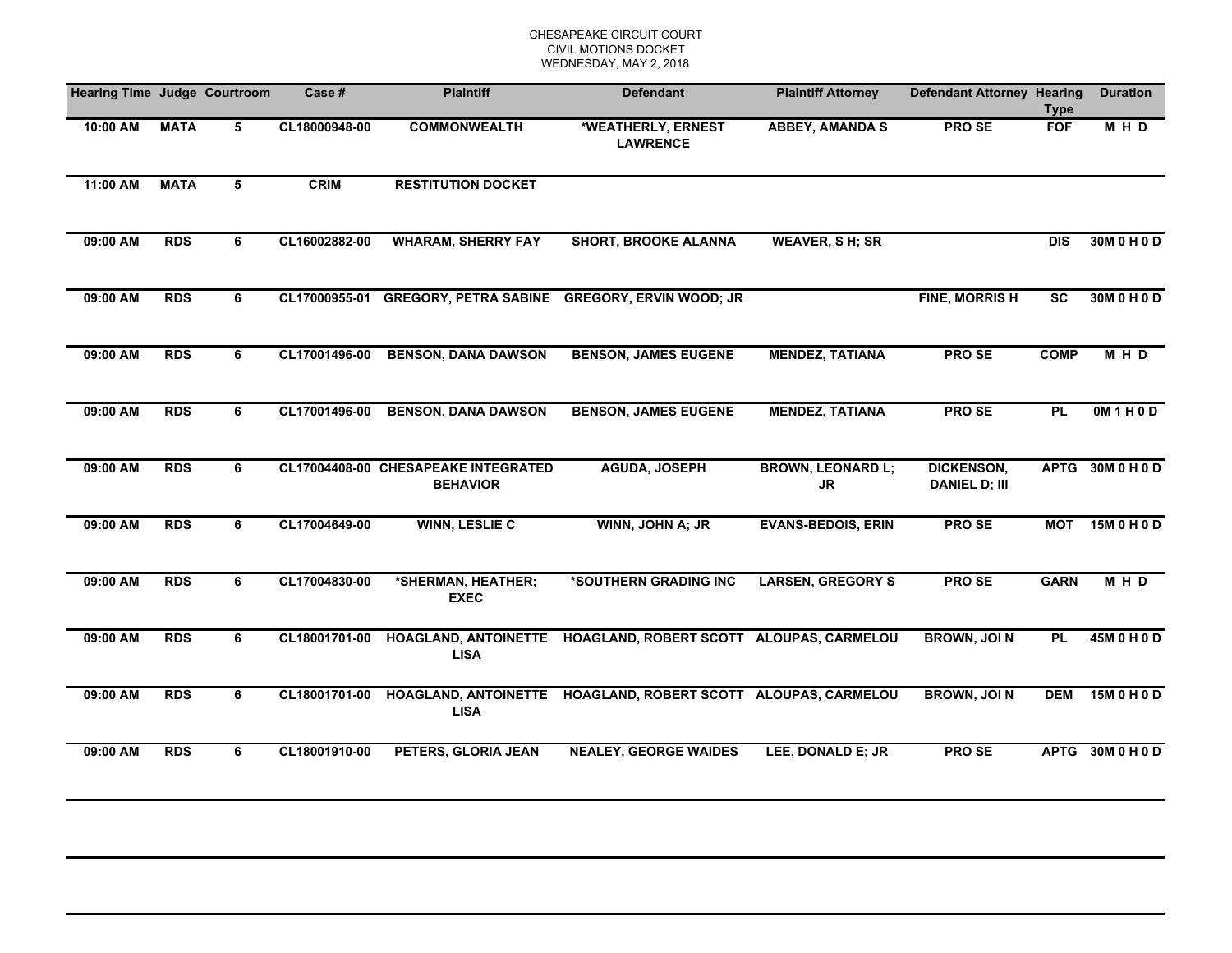CHESAPEAKE CIRCUIT COURT
CIVIL MOTIONS DOCKET
WEDNESDAY, MAY 2, 2018

| Hearing Time | Judge | Courtroom | Case # | Plaintiff | Defendant | Plaintiff Attorney | Defendant Attorney | Hearing Type | Duration |
|---|---|---|---|---|---|---|---|---|---|
| 10:00 AM | MATA | 5 | CL18000948-00 | COMMONWEALTH | *WEATHERLY, ERNEST LAWRENCE | ABBEY, AMANDA S | PRO SE | FOF | M H D |
| 11:00 AM | MATA | 5 | CRIM | RESTITUTION DOCKET | | | | | |
| 09:00 AM | RDS | 6 | CL16002882-00 | WHARAM, SHERRY FAY | SHORT, BROOKE ALANNA | WEAVER, S H; SR | | DIS | 30M 0 H 0 D |
| 09:00 AM | RDS | 6 | CL17000955-01 | GREGORY, PETRA SABINE | GREGORY, ERVIN WOOD; JR | | FINE, MORRIS H | SC | 30M 0 H 0 D |
| 09:00 AM | RDS | 6 | CL17001496-00 | BENSON, DANA DAWSON | BENSON, JAMES EUGENE | MENDEZ, TATIANA | PRO SE | COMP | M H D |
| 09:00 AM | RDS | 6 | CL17001496-00 | BENSON, DANA DAWSON | BENSON, JAMES EUGENE | MENDEZ, TATIANA | PRO SE | PL | 0M 1 H 0 D |
| 09:00 AM | RDS | 6 | CL17004408-00 | CHESAPEAKE INTEGRATED BEHAVIOR | AGUDA, JOSEPH | BROWN, LEONARD L; JR | DICKENSON, DANIEL D; III | APTG | 30M 0 H 0 D |
| 09:00 AM | RDS | 6 | CL17004649-00 | WINN, LESLIE C | WINN, JOHN A; JR | EVANS-BEDOIS, ERIN | PRO SE | MOT | 15M 0 H 0 D |
| 09:00 AM | RDS | 6 | CL17004830-00 | *SHERMAN, HEATHER; EXEC | *SOUTHERN GRADING INC | LARSEN, GREGORY S | PRO SE | GARN | M H D |
| 09:00 AM | RDS | 6 | CL18001701-00 | HOAGLAND, ANTOINETTE LISA | HOAGLAND, ROBERT SCOTT | ALOUPAS, CARMELOU | BROWN, JOI N | PL | 45M 0 H 0 D |
| 09:00 AM | RDS | 6 | CL18001701-00 | HOAGLAND, ANTOINETTE LISA | HOAGLAND, ROBERT SCOTT | ALOUPAS, CARMELOU | BROWN, JOI N | DEM | 15M 0 H 0 D |
| 09:00 AM | RDS | 6 | CL18001910-00 | PETERS, GLORIA JEAN | NEALEY, GEORGE WAIDES | LEE, DONALD E; JR | PRO SE | APTG | 30M 0 H 0 D |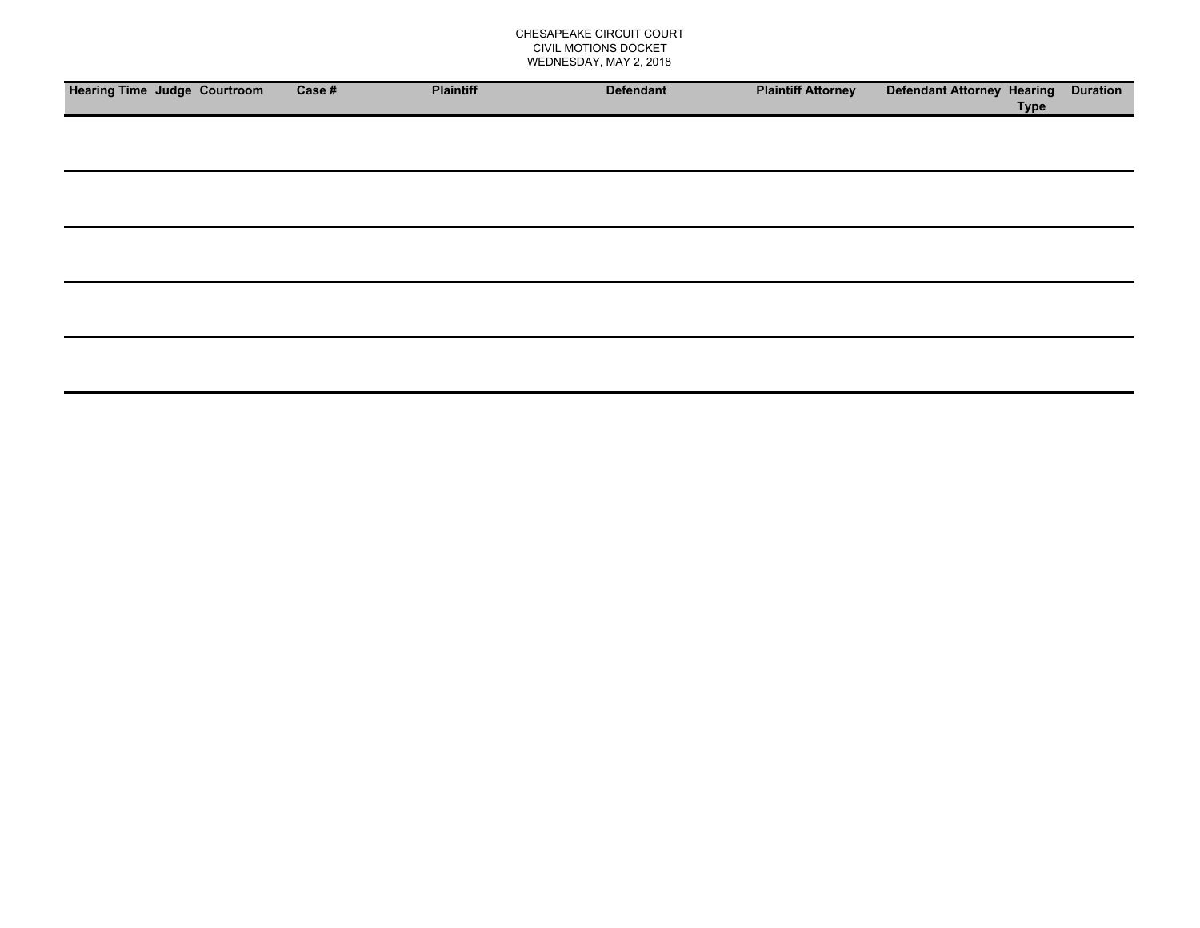CHESAPEAKE CIRCUIT COURT
CIVIL MOTIONS DOCKET
WEDNESDAY, MAY 2, 2018

| Hearing Time | Judge | Courtroom | Case # | Plaintiff | Defendant | Plaintiff Attorney | Defendant Attorney | Hearing Type | Duration |
|---|---|---|---|---|---|---|---|---|---|
| | | | | | | | | | |
| | | | | | | | | | |
| | | | | | | | | | |
| | | | | | | | | | |
| | | | | | | | | | |